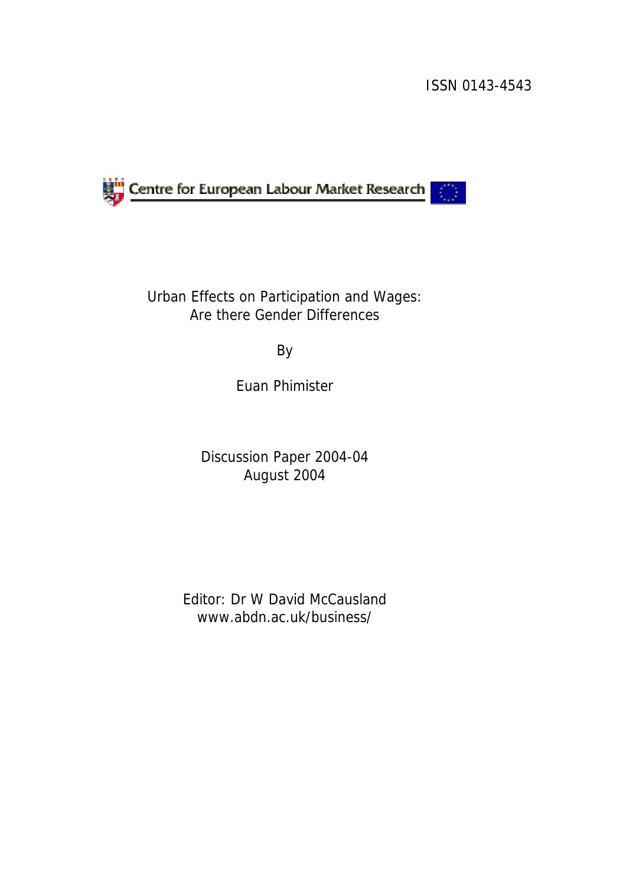ISSN 0143-4543

Centre for European Labour Market Research

# Urban Effects on Participation and Wages: Are there Gender Differences

By

Euan Phimister

Discussion Paper 2004-04
August 2004

Editor: Dr W David McCausland
www.abdn.ac.uk/business/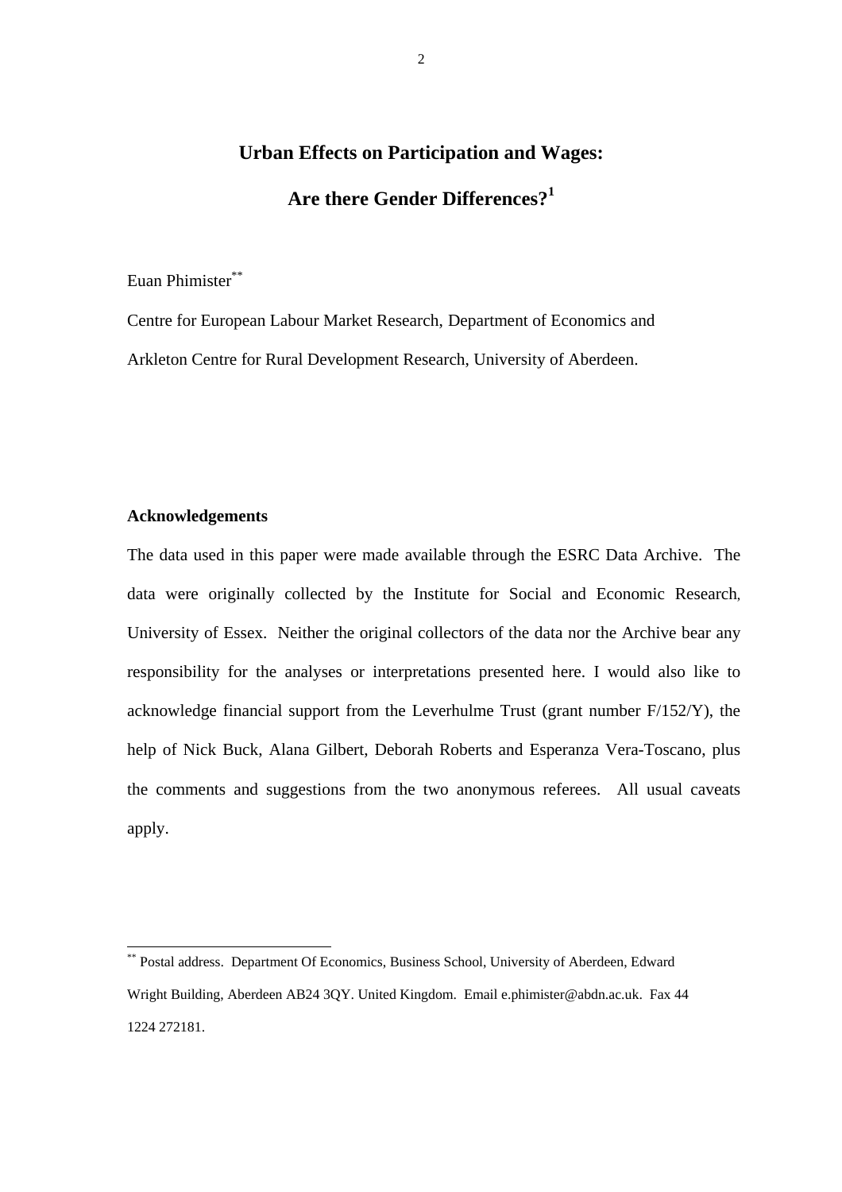# Urban Effects on Participation and Wages:

# Are there Gender Differences?[1]

Euan Phimister[**]

Centre for European Labour Market Research, Department of Economics and Arkleton Centre for Rural Development Research, University of Aberdeen.

**Acknowledgements**

The data used in this paper were made available through the ESRC Data Archive. The data were originally collected by the Institute for Social and Economic Research, University of Essex. Neither the original collectors of the data nor the Archive bear any responsibility for the analyses or interpretations presented here. I would also like to acknowledge financial support from the Leverhulme Trust (grant number F/152/Y), the help of Nick Buck, Alana Gilbert, Deborah Roberts and Esperanza Vera-Toscano, plus the comments and suggestions from the two anonymous referees. All usual caveats apply.

---

[**] Postal address. Department Of Economics, Business School, University of Aberdeen, Edward Wright Building, Aberdeen AB24 3QY. United Kingdom. Email e.phimister@abdn.ac.uk. Fax 44 1224 272181.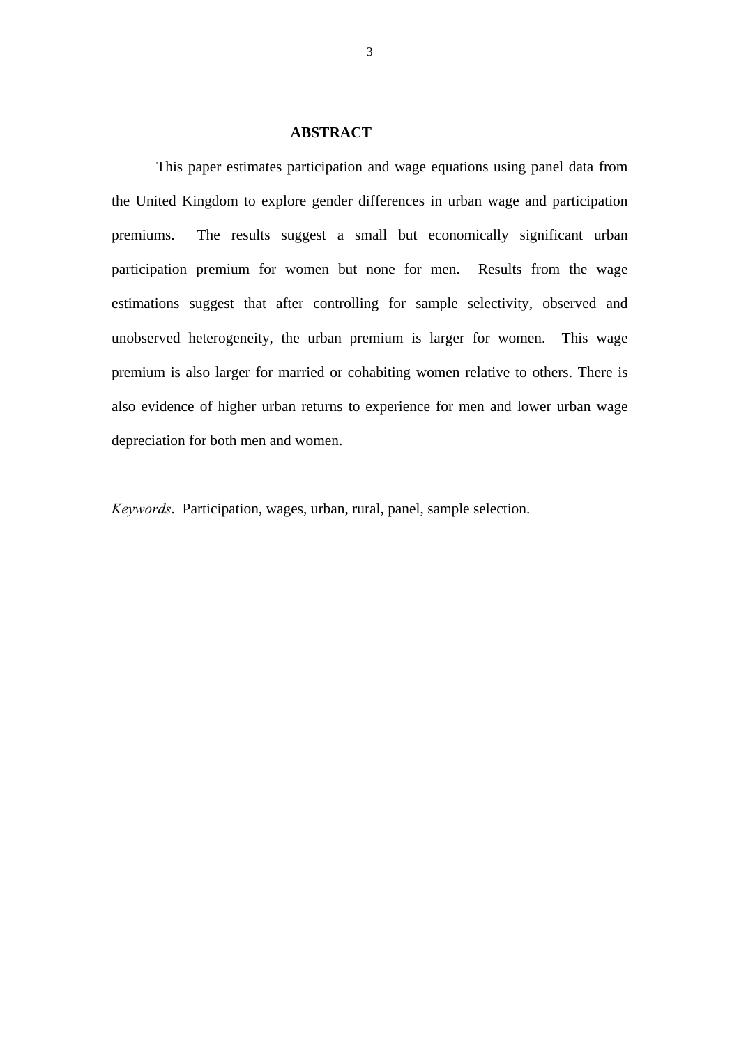## ABSTRACT

This paper estimates participation and wage equations using panel data from the United Kingdom to explore gender differences in urban wage and participation premiums. The results suggest a small but economically significant urban participation premium for women but none for men. Results from the wage estimations suggest that after controlling for sample selectivity, observed and unobserved heterogeneity, the urban premium is larger for women. This wage premium is also larger for married or cohabiting women relative to others. There is also evidence of higher urban returns to experience for men and lower urban wage depreciation for both men and women.

*Keywords*. Participation, wages, urban, rural, panel, sample selection.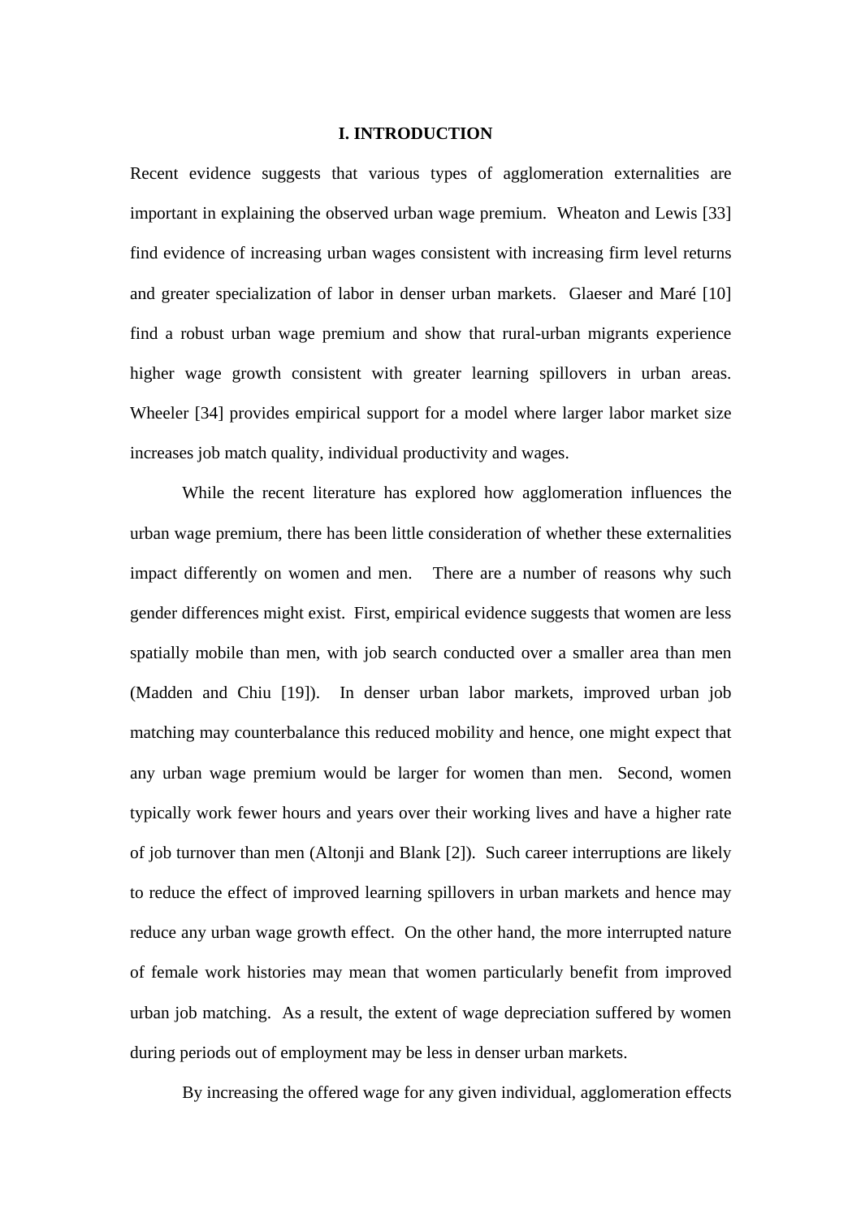# I. INTRODUCTION

Recent evidence suggests that various types of agglomeration externalities are important in explaining the observed urban wage premium. Wheaton and Lewis [33] find evidence of increasing urban wages consistent with increasing firm level returns and greater specialization of labor in denser urban markets. Glaeser and Maré [10] find a robust urban wage premium and show that rural-urban migrants experience higher wage growth consistent with greater learning spillovers in urban areas. Wheeler [34] provides empirical support for a model where larger labor market size increases job match quality, individual productivity and wages.

While the recent literature has explored how agglomeration influences the urban wage premium, there has been little consideration of whether these externalities impact differently on women and men. There are a number of reasons why such gender differences might exist. First, empirical evidence suggests that women are less spatially mobile than men, with job search conducted over a smaller area than men (Madden and Chiu [19]). In denser urban labor markets, improved urban job matching may counterbalance this reduced mobility and hence, one might expect that any urban wage premium would be larger for women than men. Second, women typically work fewer hours and years over their working lives and have a higher rate of job turnover than men (Altonji and Blank [2]). Such career interruptions are likely to reduce the effect of improved learning spillovers in urban markets and hence may reduce any urban wage growth effect. On the other hand, the more interrupted nature of female work histories may mean that women particularly benefit from improved urban job matching. As a result, the extent of wage depreciation suffered by women during periods out of employment may be less in denser urban markets.

By increasing the offered wage for any given individual, agglomeration effects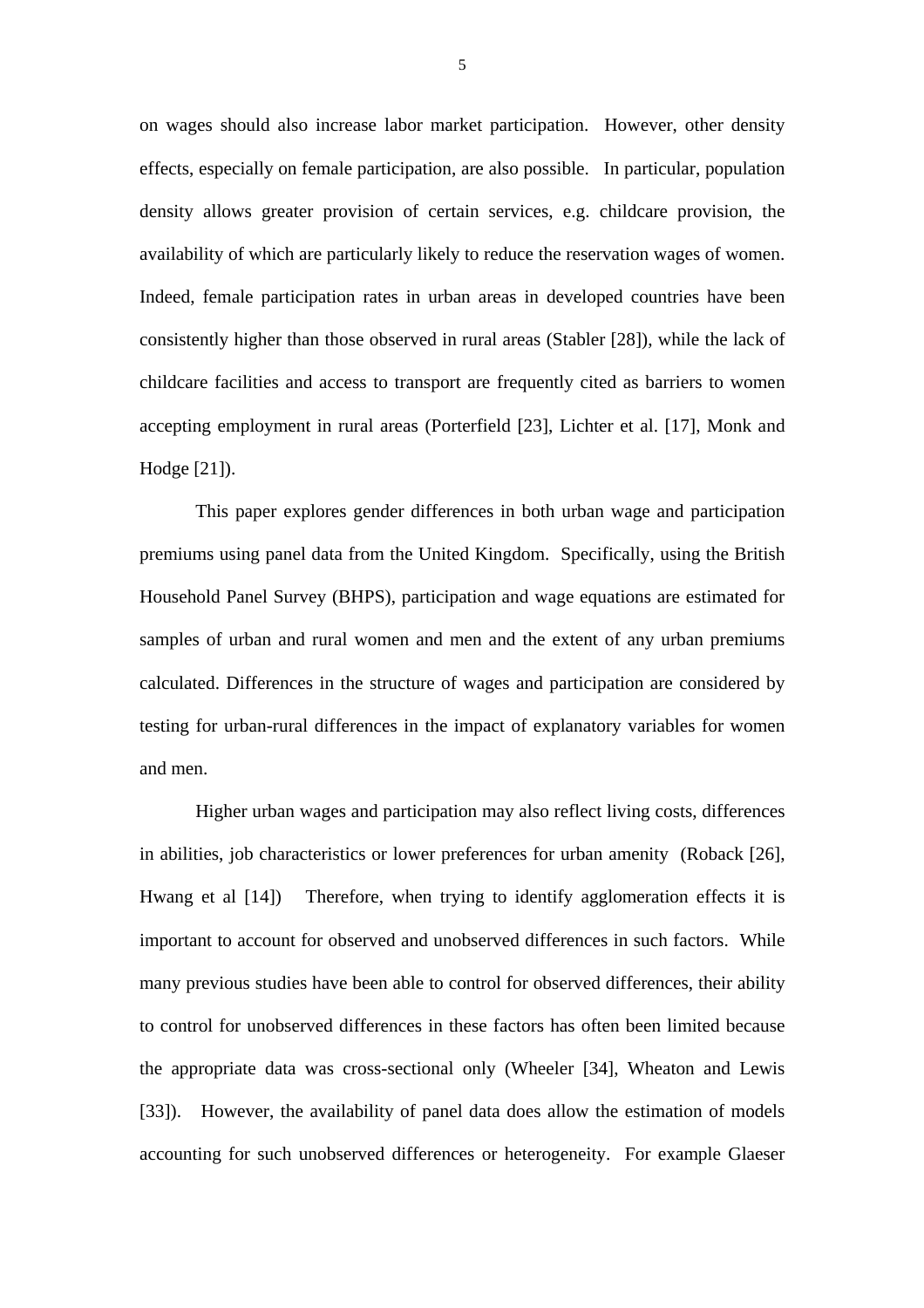on wages should also increase labor market participation. However, other density effects, especially on female participation, are also possible. In particular, population density allows greater provision of certain services, e.g. childcare provision, the availability of which are particularly likely to reduce the reservation wages of women. Indeed, female participation rates in urban areas in developed countries have been consistently higher than those observed in rural areas (Stabler [28]), while the lack of childcare facilities and access to transport are frequently cited as barriers to women accepting employment in rural areas (Porterfield [23], Lichter et al. [17], Monk and Hodge [21]).

This paper explores gender differences in both urban wage and participation premiums using panel data from the United Kingdom. Specifically, using the British Household Panel Survey (BHPS), participation and wage equations are estimated for samples of urban and rural women and men and the extent of any urban premiums calculated. Differences in the structure of wages and participation are considered by testing for urban-rural differences in the impact of explanatory variables for women and men.

Higher urban wages and participation may also reflect living costs, differences in abilities, job characteristics or lower preferences for urban amenity (Roback [26], Hwang et al [14]) Therefore, when trying to identify agglomeration effects it is important to account for observed and unobserved differences in such factors. While many previous studies have been able to control for observed differences, their ability to control for unobserved differences in these factors has often been limited because the appropriate data was cross-sectional only (Wheeler [34], Wheaton and Lewis [33]). However, the availability of panel data does allow the estimation of models accounting for such unobserved differences or heterogeneity. For example Glaeser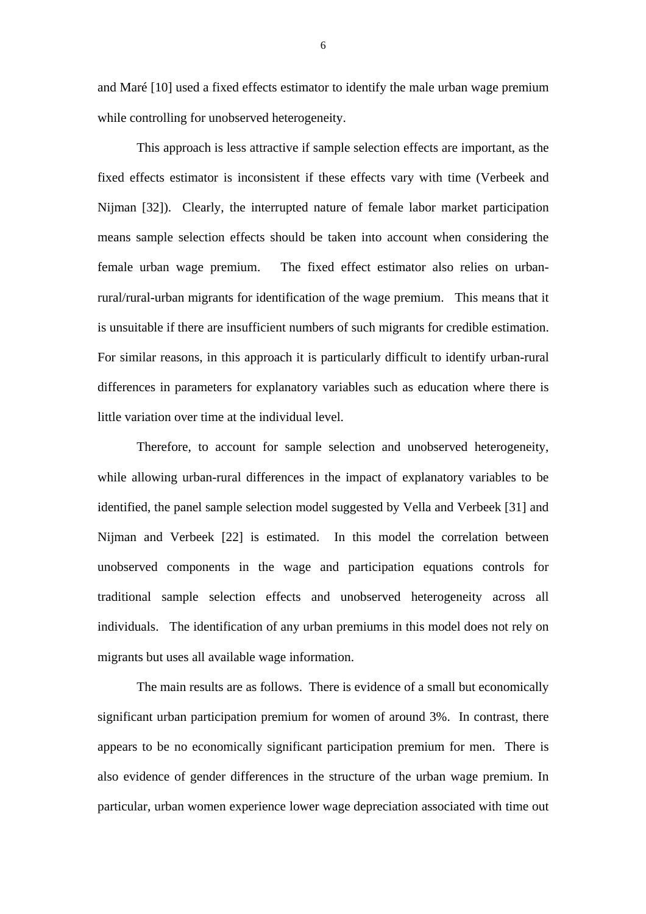and Maré [10] used a fixed effects estimator to identify the male urban wage premium while controlling for unobserved heterogeneity.

This approach is less attractive if sample selection effects are important, as the fixed effects estimator is inconsistent if these effects vary with time (Verbeek and Nijman [32]). Clearly, the interrupted nature of female labor market participation means sample selection effects should be taken into account when considering the female urban wage premium. The fixed effect estimator also relies on urban-rural/rural-urban migrants for identification of the wage premium. This means that it is unsuitable if there are insufficient numbers of such migrants for credible estimation. For similar reasons, in this approach it is particularly difficult to identify urban-rural differences in parameters for explanatory variables such as education where there is little variation over time at the individual level.

Therefore, to account for sample selection and unobserved heterogeneity, while allowing urban-rural differences in the impact of explanatory variables to be identified, the panel sample selection model suggested by Vella and Verbeek [31] and Nijman and Verbeek [22] is estimated. In this model the correlation between unobserved components in the wage and participation equations controls for traditional sample selection effects and unobserved heterogeneity across all individuals. The identification of any urban premiums in this model does not rely on migrants but uses all available wage information.

The main results are as follows. There is evidence of a small but economically significant urban participation premium for women of around 3%. In contrast, there appears to be no economically significant participation premium for men. There is also evidence of gender differences in the structure of the urban wage premium. In particular, urban women experience lower wage depreciation associated with time out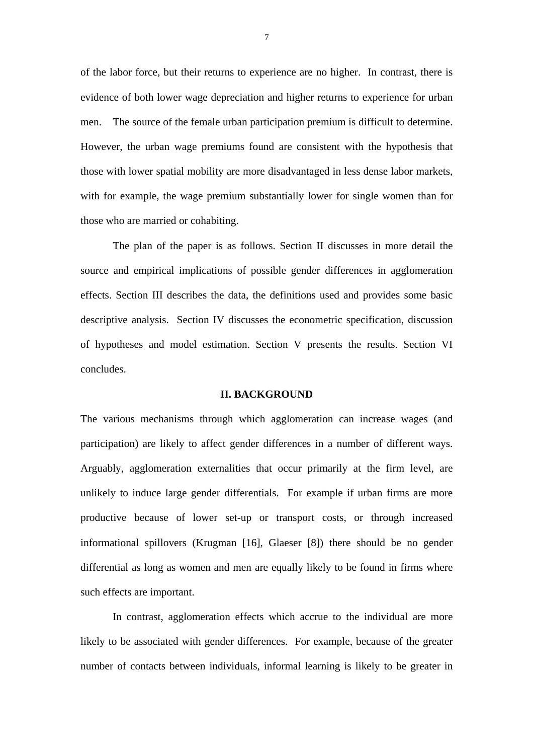of the labor force, but their returns to experience are no higher. In contrast, there is evidence of both lower wage depreciation and higher returns to experience for urban men. The source of the female urban participation premium is difficult to determine. However, the urban wage premiums found are consistent with the hypothesis that those with lower spatial mobility are more disadvantaged in less dense labor markets, with for example, the wage premium substantially lower for single women than for those who are married or cohabiting.

The plan of the paper is as follows. Section II discusses in more detail the source and empirical implications of possible gender differences in agglomeration effects. Section III describes the data, the definitions used and provides some basic descriptive analysis. Section IV discusses the econometric specification, discussion of hypotheses and model estimation. Section V presents the results. Section VI concludes.

## II. BACKGROUND

The various mechanisms through which agglomeration can increase wages (and participation) are likely to affect gender differences in a number of different ways. Arguably, agglomeration externalities that occur primarily at the firm level, are unlikely to induce large gender differentials. For example if urban firms are more productive because of lower set-up or transport costs, or through increased informational spillovers (Krugman [16], Glaeser [8]) there should be no gender differential as long as women and men are equally likely to be found in firms where such effects are important.

In contrast, agglomeration effects which accrue to the individual are more likely to be associated with gender differences. For example, because of the greater number of contacts between individuals, informal learning is likely to be greater in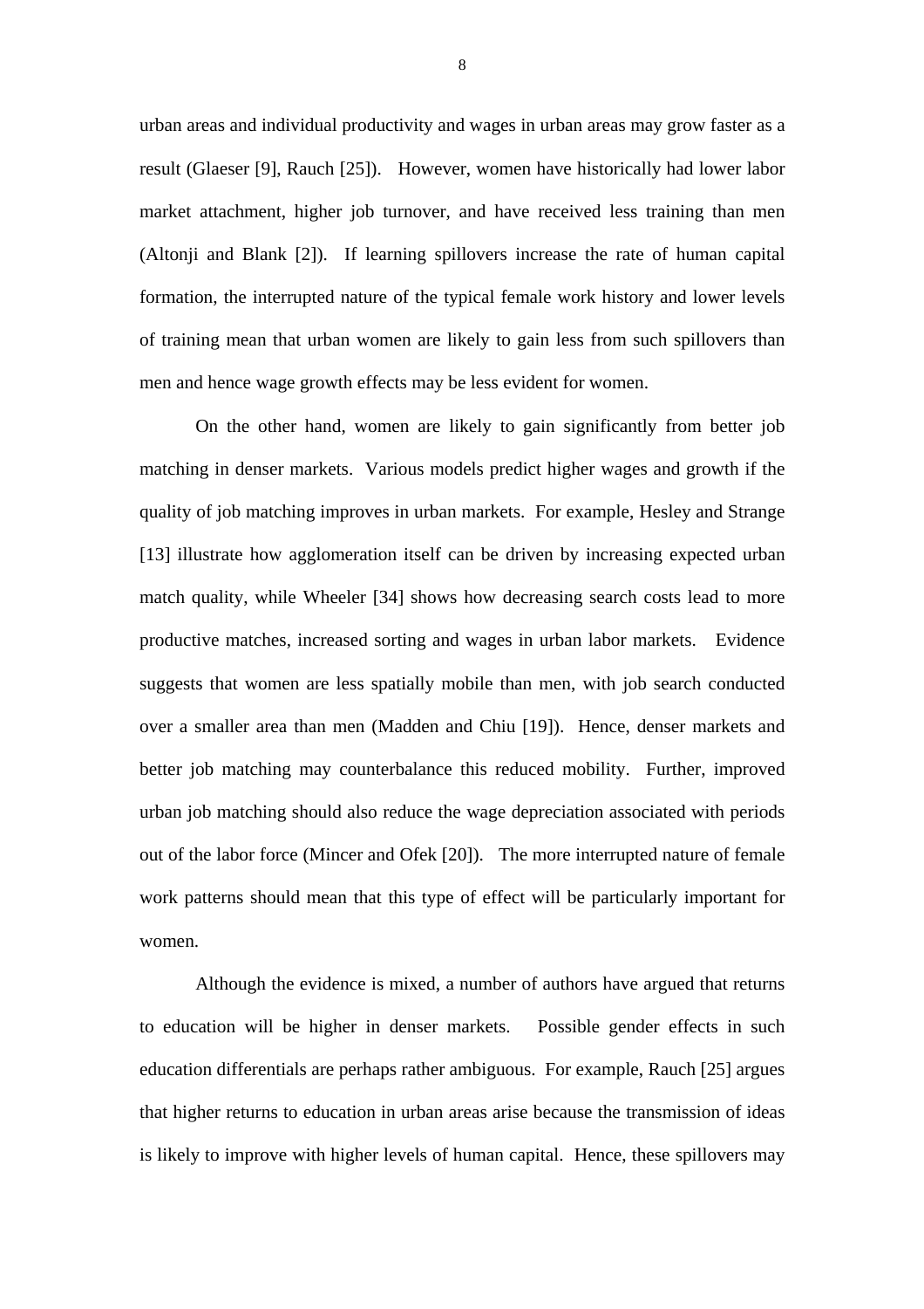urban areas and individual productivity and wages in urban areas may grow faster as a result (Glaeser [9], Rauch [25]). However, women have historically had lower labor market attachment, higher job turnover, and have received less training than men (Altonji and Blank [2]). If learning spillovers increase the rate of human capital formation, the interrupted nature of the typical female work history and lower levels of training mean that urban women are likely to gain less from such spillovers than men and hence wage growth effects may be less evident for women.

On the other hand, women are likely to gain significantly from better job matching in denser markets. Various models predict higher wages and growth if the quality of job matching improves in urban markets. For example, Hesley and Strange [13] illustrate how agglomeration itself can be driven by increasing expected urban match quality, while Wheeler [34] shows how decreasing search costs lead to more productive matches, increased sorting and wages in urban labor markets. Evidence suggests that women are less spatially mobile than men, with job search conducted over a smaller area than men (Madden and Chiu [19]). Hence, denser markets and better job matching may counterbalance this reduced mobility. Further, improved urban job matching should also reduce the wage depreciation associated with periods out of the labor force (Mincer and Ofek [20]). The more interrupted nature of female work patterns should mean that this type of effect will be particularly important for women.

Although the evidence is mixed, a number of authors have argued that returns to education will be higher in denser markets. Possible gender effects in such education differentials are perhaps rather ambiguous. For example, Rauch [25] argues that higher returns to education in urban areas arise because the transmission of ideas is likely to improve with higher levels of human capital. Hence, these spillovers may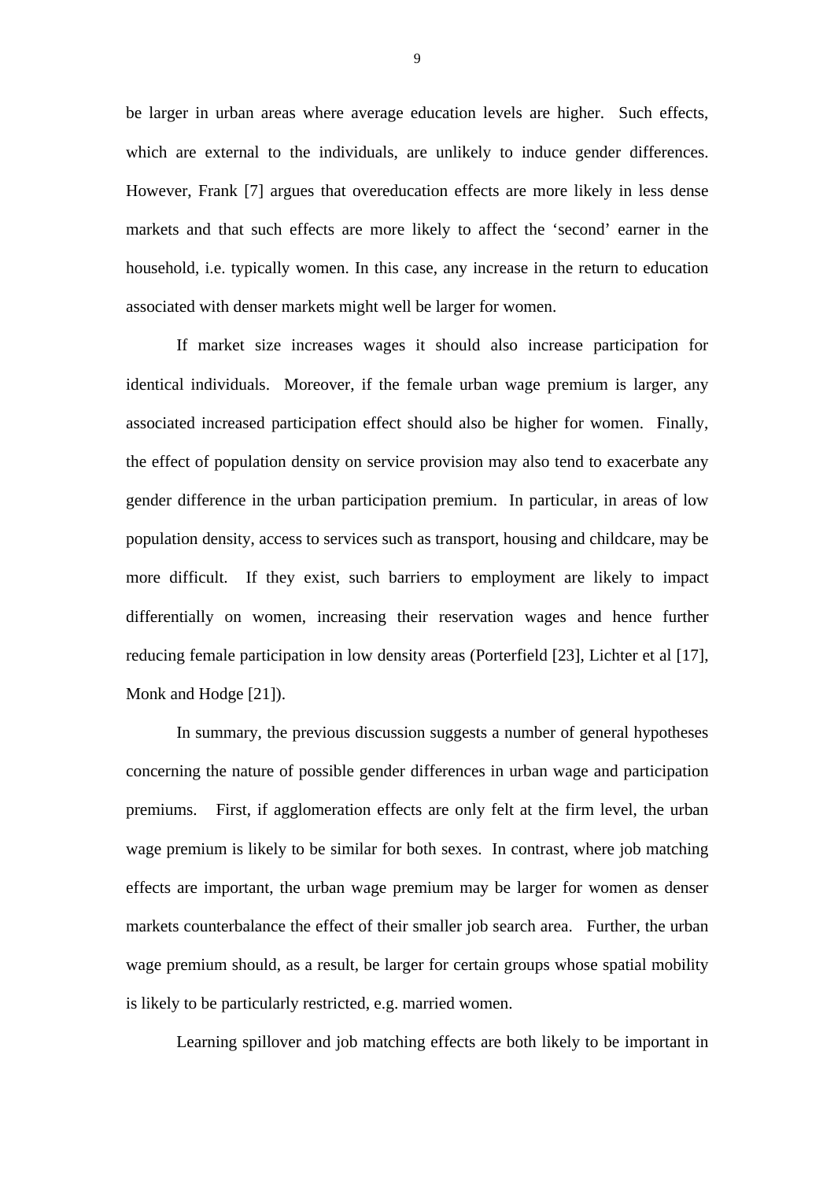be larger in urban areas where average education levels are higher. Such effects, which are external to the individuals, are unlikely to induce gender differences. However, Frank [7] argues that overeducation effects are more likely in less dense markets and that such effects are more likely to affect the 'second' earner in the household, i.e. typically women. In this case, any increase in the return to education associated with denser markets might well be larger for women.

If market size increases wages it should also increase participation for identical individuals. Moreover, if the female urban wage premium is larger, any associated increased participation effect should also be higher for women. Finally, the effect of population density on service provision may also tend to exacerbate any gender difference in the urban participation premium. In particular, in areas of low population density, access to services such as transport, housing and childcare, may be more difficult. If they exist, such barriers to employment are likely to impact differentially on women, increasing their reservation wages and hence further reducing female participation in low density areas (Porterfield [23], Lichter et al [17], Monk and Hodge [21]).

In summary, the previous discussion suggests a number of general hypotheses concerning the nature of possible gender differences in urban wage and participation premiums. First, if agglomeration effects are only felt at the firm level, the urban wage premium is likely to be similar for both sexes. In contrast, where job matching effects are important, the urban wage premium may be larger for women as denser markets counterbalance the effect of their smaller job search area. Further, the urban wage premium should, as a result, be larger for certain groups whose spatial mobility is likely to be particularly restricted, e.g. married women.

Learning spillover and job matching effects are both likely to be important in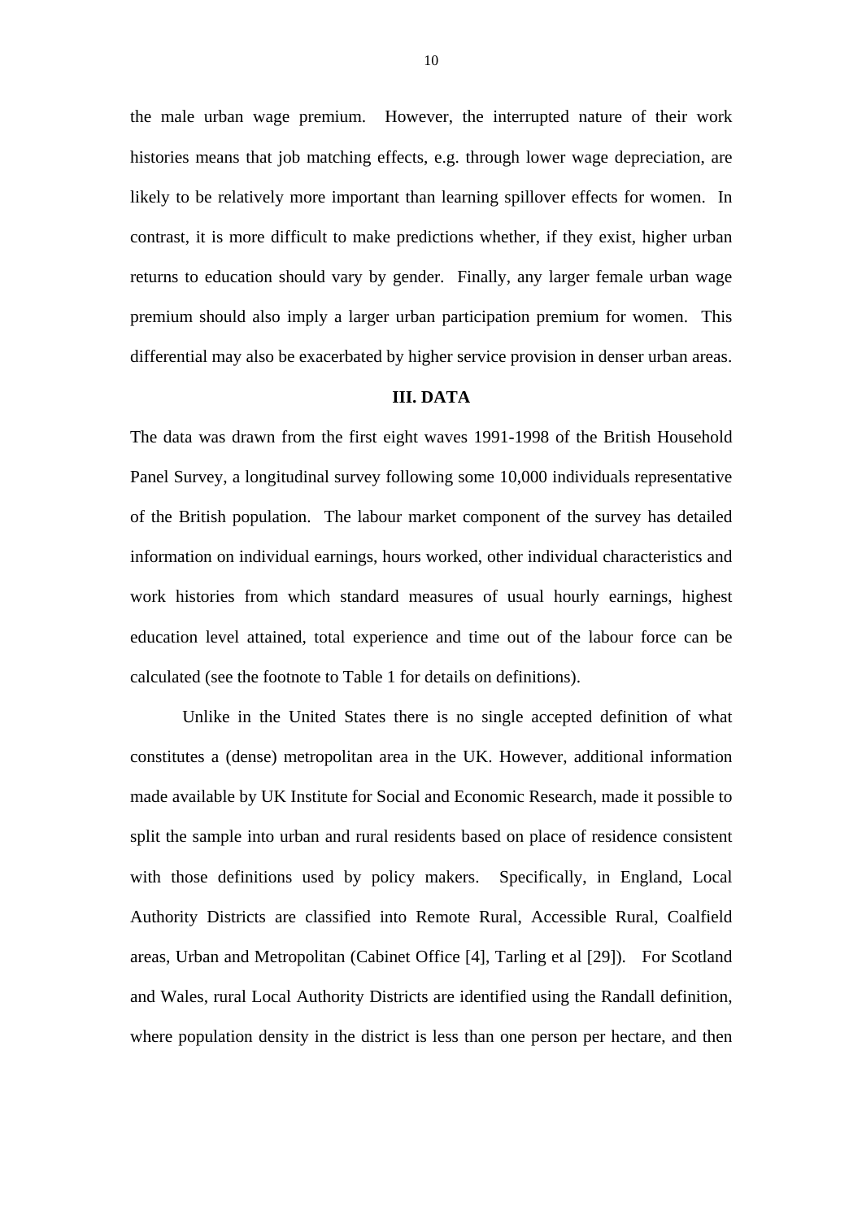the male urban wage premium. However, the interrupted nature of their work histories means that job matching effects, e.g. through lower wage depreciation, are likely to be relatively more important than learning spillover effects for women. In contrast, it is more difficult to make predictions whether, if they exist, higher urban returns to education should vary by gender. Finally, any larger female urban wage premium should also imply a larger urban participation premium for women. This differential may also be exacerbated by higher service provision in denser urban areas.

## III. DATA

The data was drawn from the first eight waves 1991-1998 of the British Household Panel Survey, a longitudinal survey following some 10,000 individuals representative of the British population. The labour market component of the survey has detailed information on individual earnings, hours worked, other individual characteristics and work histories from which standard measures of usual hourly earnings, highest education level attained, total experience and time out of the labour force can be calculated (see the footnote to Table 1 for details on definitions).

Unlike in the United States there is no single accepted definition of what constitutes a (dense) metropolitan area in the UK. However, additional information made available by UK Institute for Social and Economic Research, made it possible to split the sample into urban and rural residents based on place of residence consistent with those definitions used by policy makers. Specifically, in England, Local Authority Districts are classified into Remote Rural, Accessible Rural, Coalfield areas, Urban and Metropolitan (Cabinet Office [4], Tarling et al [29]). For Scotland and Wales, rural Local Authority Districts are identified using the Randall definition, where population density in the district is less than one person per hectare, and then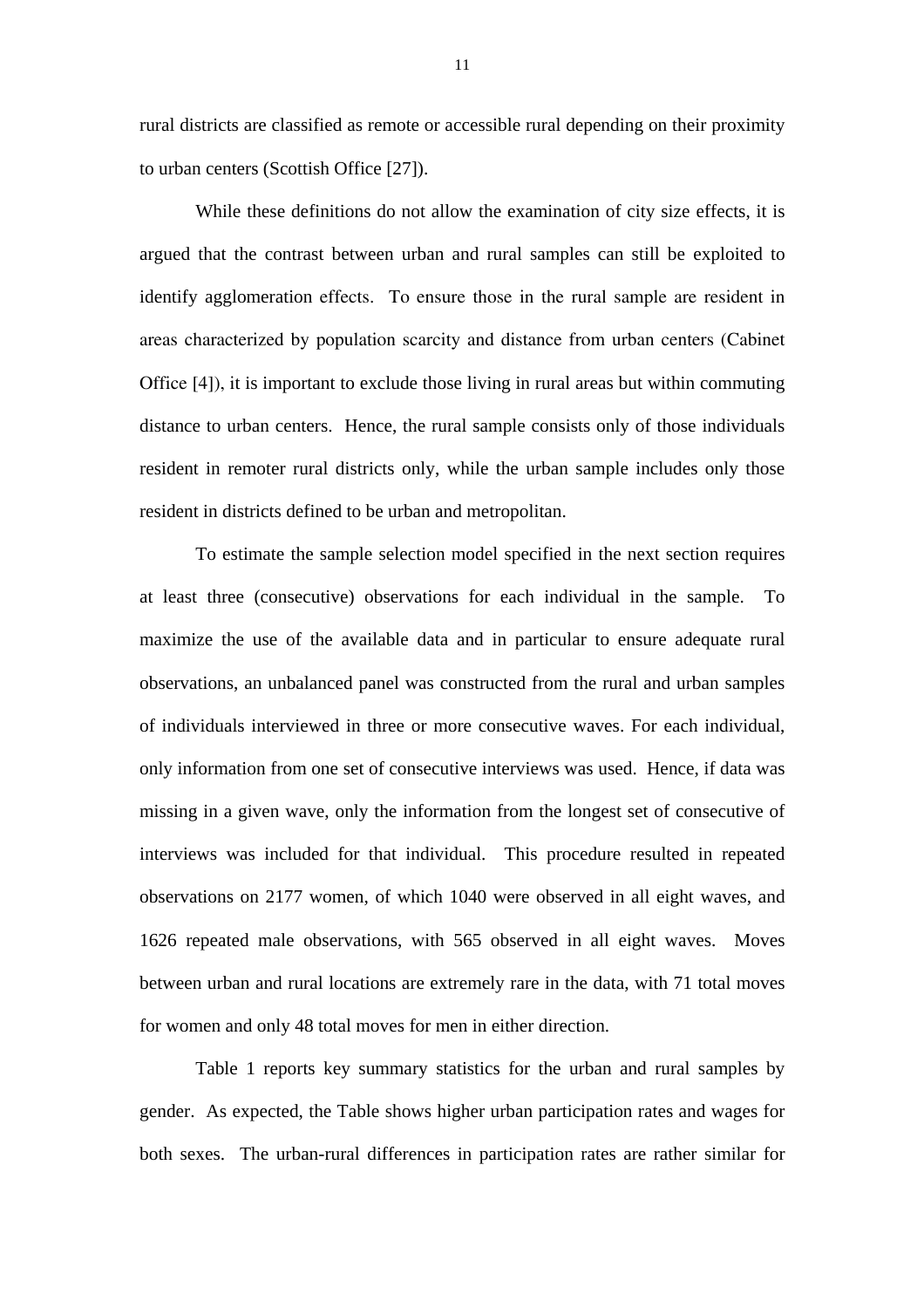rural districts are classified as remote or accessible rural depending on their proximity to urban centers (Scottish Office [27]).

While these definitions do not allow the examination of city size effects, it is argued that the contrast between urban and rural samples can still be exploited to identify agglomeration effects. To ensure those in the rural sample are resident in areas characterized by population scarcity and distance from urban centers (Cabinet Office [4]), it is important to exclude those living in rural areas but within commuting distance to urban centers. Hence, the rural sample consists only of those individuals resident in remoter rural districts only, while the urban sample includes only those resident in districts defined to be urban and metropolitan.

To estimate the sample selection model specified in the next section requires at least three (consecutive) observations for each individual in the sample. To maximize the use of the available data and in particular to ensure adequate rural observations, an unbalanced panel was constructed from the rural and urban samples of individuals interviewed in three or more consecutive waves. For each individual, only information from one set of consecutive interviews was used. Hence, if data was missing in a given wave, only the information from the longest set of consecutive of interviews was included for that individual. This procedure resulted in repeated observations on 2177 women, of which 1040 were observed in all eight waves, and 1626 repeated male observations, with 565 observed in all eight waves. Moves between urban and rural locations are extremely rare in the data, with 71 total moves for women and only 48 total moves for men in either direction.

Table 1 reports key summary statistics for the urban and rural samples by gender. As expected, the Table shows higher urban participation rates and wages for both sexes. The urban-rural differences in participation rates are rather similar for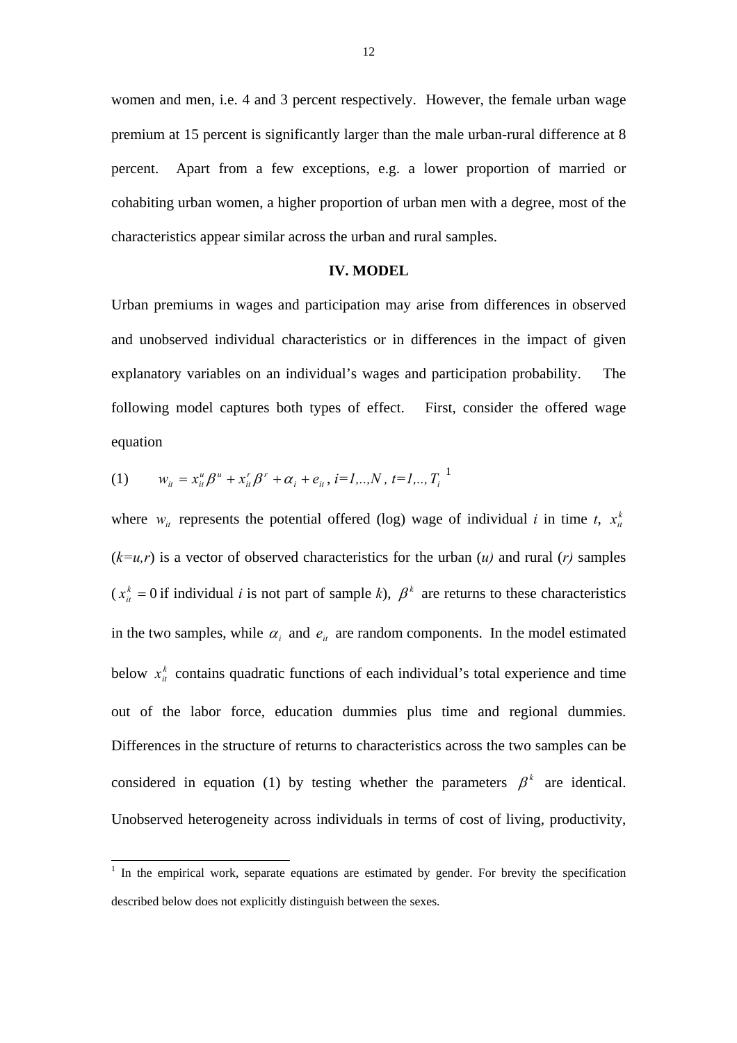women and men, i.e. 4 and 3 percent respectively. However, the female urban wage premium at 15 percent is significantly larger than the male urban-rural difference at 8 percent. Apart from a few exceptions, e.g. a lower proportion of married or cohabiting urban women, a higher proportion of urban men with a degree, most of the characteristics appear similar across the urban and rural samples.

## IV. MODEL

Urban premiums in wages and participation may arise from differences in observed and unobserved individual characteristics or in differences in the impact of given explanatory variables on an individual's wages and participation probability. The following model captures both types of effect. First, consider the offered wage equation

$$(1) \qquad w_{it} = x_{it}^{u}\beta^{u} + x_{it}^{r}\beta^{r} + \alpha_i + e_{it}, \; i=1,..,N, \; t=1,..,T_i \text{ [1]}$$

where $w_{it}$ represents the potential offered (log) wage of individual *i* in time *t*, $x_{it}^{k}$ (*k=u,r*) is a vector of observed characteristics for the urban (*u*) and rural (*r*) samples ($x_{it}^{k} = 0$ if individual *i* is not part of sample *k*), $\beta^{k}$ are returns to these characteristics in the two samples, while $\alpha_i$ and $e_{it}$ are random components. In the model estimated below $x_{it}^{k}$ contains quadratic functions of each individual's total experience and time out of the labor force, education dummies plus time and regional dummies. Differences in the structure of returns to characteristics across the two samples can be considered in equation (1) by testing whether the parameters $\beta^{k}$ are identical. Unobserved heterogeneity across individuals in terms of cost of living, productivity,

[1] In the empirical work, separate equations are estimated by gender. For brevity the specification described below does not explicitly distinguish between the sexes.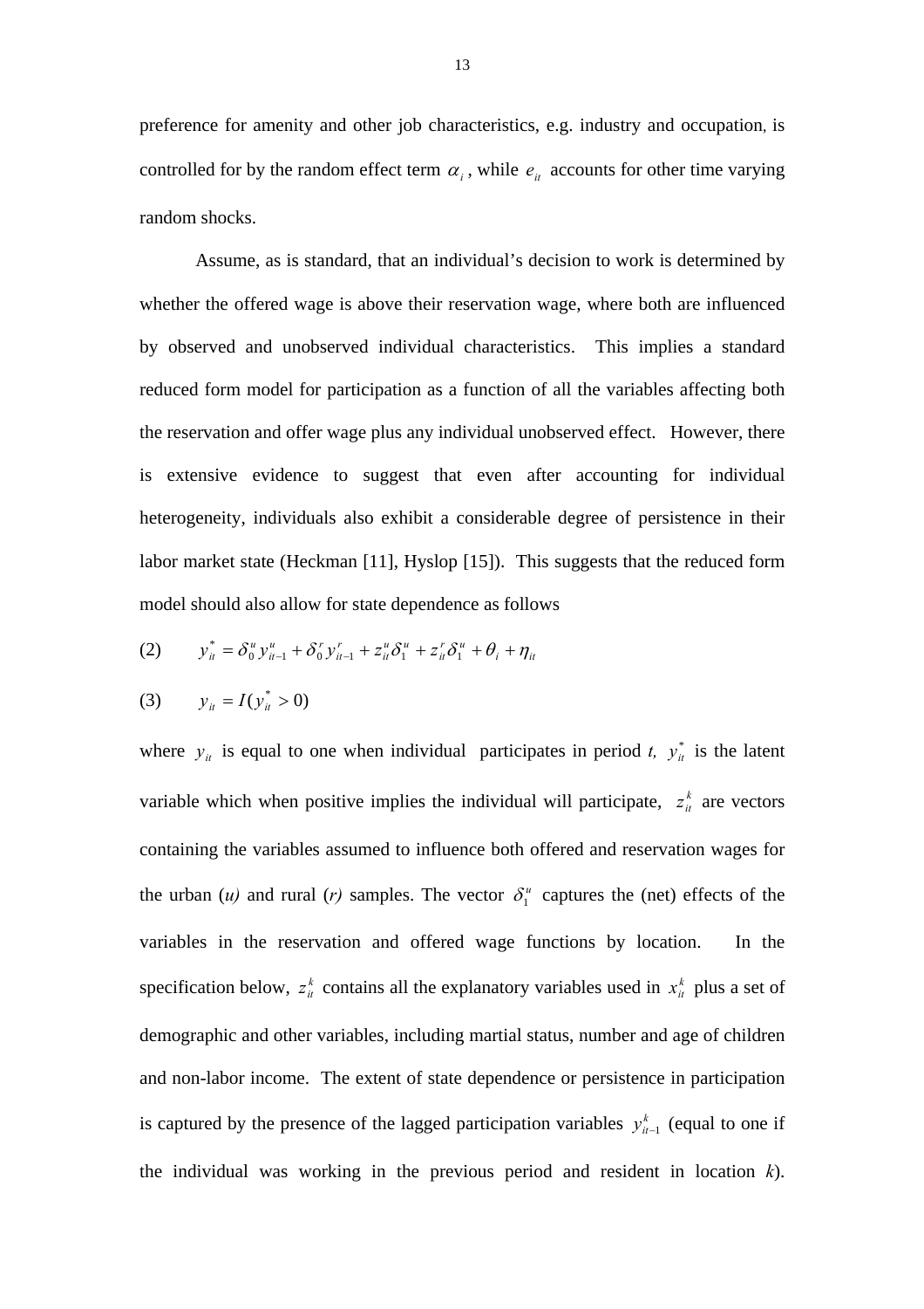preference for amenity and other job characteristics, e.g. industry and occupation, is controlled for by the random effect term $\alpha_i$, while $e_{it}$ accounts for other time varying random shocks.

Assume, as is standard, that an individual's decision to work is determined by whether the offered wage is above their reservation wage, where both are influenced by observed and unobserved individual characteristics. This implies a standard reduced form model for participation as a function of all the variables affecting both the reservation and offer wage plus any individual unobserved effect. However, there is extensive evidence to suggest that even after accounting for individual heterogeneity, individuals also exhibit a considerable degree of persistence in their labor market state (Heckman [11], Hyslop [15]). This suggests that the reduced form model should also allow for state dependence as follows

$$\text{(2)} \qquad y_{it}^{*} = \delta_0^u y_{it-1}^u + \delta_0^r y_{it-1}^r + z_{it}^u \delta_1^u + z_{it}^r \delta_1^u + \theta_i + \eta_{it}$$

$$\text{(3)} \qquad y_{it} = I(y_{it}^{*} > 0)$$

where $y_{it}$ is equal to one when individual participates in period *t*, $y_{it}^{*}$ is the latent variable which when positive implies the individual will participate, $z_{it}^k$ are vectors containing the variables assumed to influence both offered and reservation wages for the urban (*u)* and rural (*r*) samples. The vector $\delta_1^u$ captures the (net) effects of the variables in the reservation and offered wage functions by location. In the specification below, $z_{it}^k$ contains all the explanatory variables used in $x_{it}^k$ plus a set of demographic and other variables, including martial status, number and age of children and non-labor income. The extent of state dependence or persistence in participation is captured by the presence of the lagged participation variables $y_{it-1}^k$ (equal to one if the individual was working in the previous period and resident in location *k*).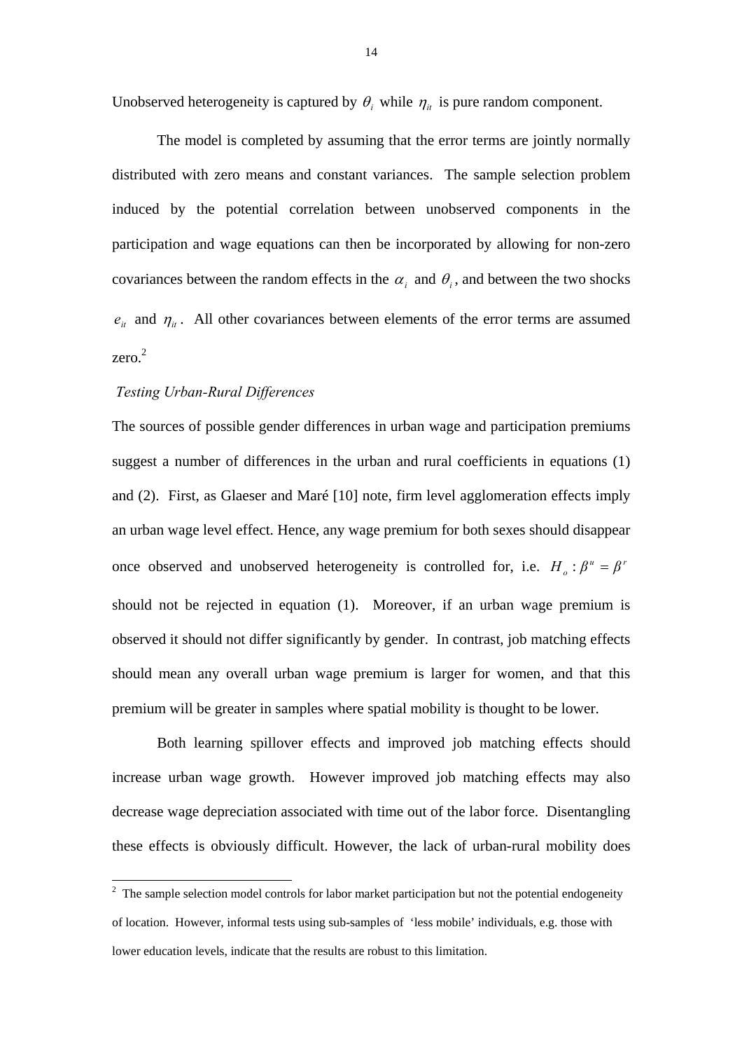Unobserved heterogeneity is captured by $\theta_i$ while $\eta_{it}$ is pure random component.

The model is completed by assuming that the error terms are jointly normally distributed with zero means and constant variances. The sample selection problem induced by the potential correlation between unobserved components in the participation and wage equations can then be incorporated by allowing for non-zero covariances between the random effects in the $\alpha_i$ and $\theta_i$, and between the two shocks $e_{it}$ and $\eta_{it}$. All other covariances between elements of the error terms are assumed zero.[2]

*Testing Urban-Rural Differences*

The sources of possible gender differences in urban wage and participation premiums suggest a number of differences in the urban and rural coefficients in equations (1) and (2). First, as Glaeser and Maré [10] note, firm level agglomeration effects imply an urban wage level effect. Hence, any wage premium for both sexes should disappear once observed and unobserved heterogeneity is controlled for, i.e. $H_o : \beta^u = \beta^r$ should not be rejected in equation (1). Moreover, if an urban wage premium is observed it should not differ significantly by gender. In contrast, job matching effects should mean any overall urban wage premium is larger for women, and that this premium will be greater in samples where spatial mobility is thought to be lower.

Both learning spillover effects and improved job matching effects should increase urban wage growth. However improved job matching effects may also decrease wage depreciation associated with time out of the labor force. Disentangling these effects is obviously difficult. However, the lack of urban-rural mobility does

[2] The sample selection model controls for labor market participation but not the potential endogeneity of location. However, informal tests using sub-samples of 'less mobile' individuals, e.g. those with lower education levels, indicate that the results are robust to this limitation.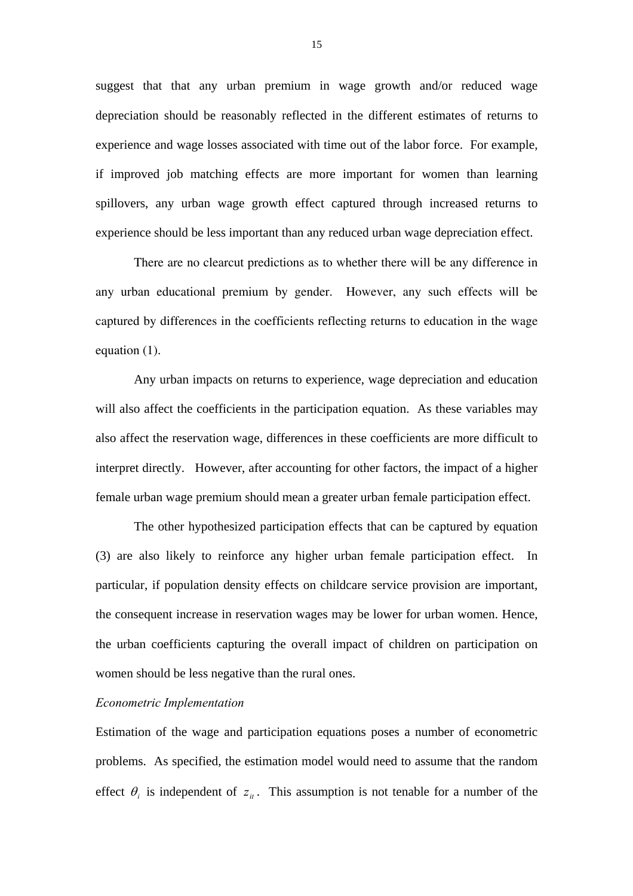suggest that that any urban premium in wage growth and/or reduced wage depreciation should be reasonably reflected in the different estimates of returns to experience and wage losses associated with time out of the labor force. For example, if improved job matching effects are more important for women than learning spillovers, any urban wage growth effect captured through increased returns to experience should be less important than any reduced urban wage depreciation effect.

There are no clearcut predictions as to whether there will be any difference in any urban educational premium by gender. However, any such effects will be captured by differences in the coefficients reflecting returns to education in the wage equation (1).

Any urban impacts on returns to experience, wage depreciation and education will also affect the coefficients in the participation equation. As these variables may also affect the reservation wage, differences in these coefficients are more difficult to interpret directly. However, after accounting for other factors, the impact of a higher female urban wage premium should mean a greater urban female participation effect.

The other hypothesized participation effects that can be captured by equation (3) are also likely to reinforce any higher urban female participation effect. In particular, if population density effects on childcare service provision are important, the consequent increase in reservation wages may be lower for urban women. Hence, the urban coefficients capturing the overall impact of children on participation on women should be less negative than the rural ones.

*Econometric Implementation*

Estimation of the wage and participation equations poses a number of econometric problems. As specified, the estimation model would need to assume that the random effect $\theta_i$ is independent of $z_{it}$. This assumption is not tenable for a number of the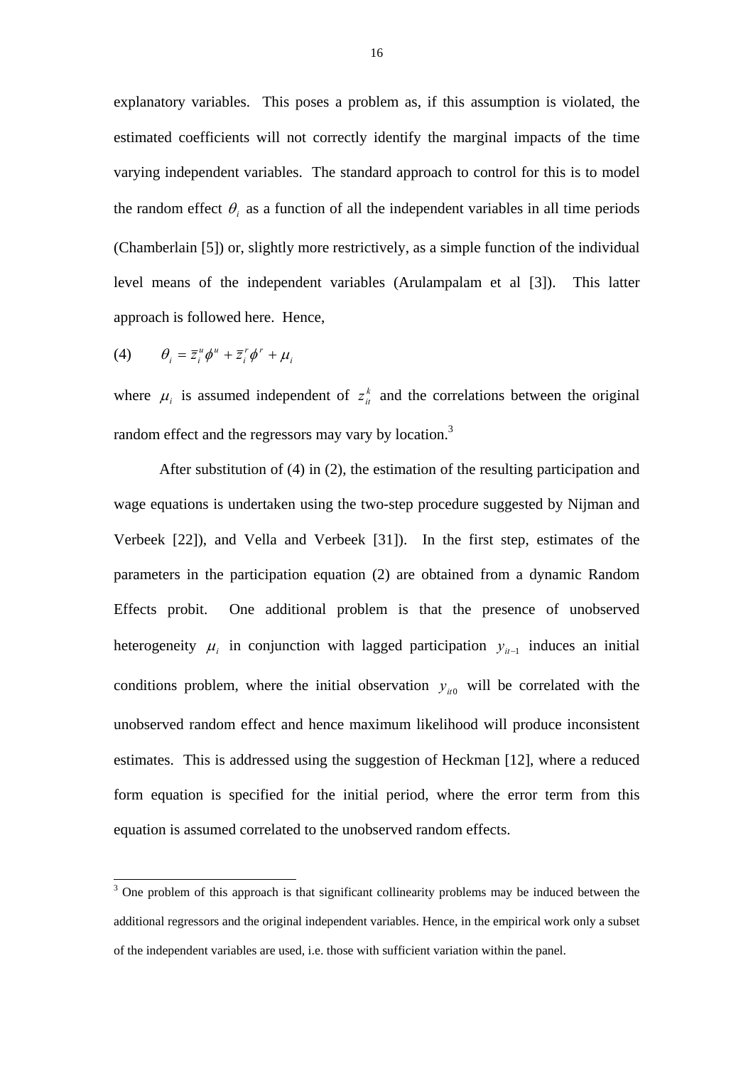explanatory variables. This poses a problem as, if this assumption is violated, the estimated coefficients will not correctly identify the marginal impacts of the time varying independent variables. The standard approach to control for this is to model the random effect $\theta_i$ as a function of all the independent variables in all time periods (Chamberlain [5]) or, slightly more restrictively, as a simple function of the individual level means of the independent variables (Arulampalam et al [3]). This latter approach is followed here. Hence,

$$\theta_i = \bar{z}_i^u \phi^u + \bar{z}_i^r \phi^r + \mu_i \tag{4}$$

where $\mu_i$ is assumed independent of $z_{it}^k$ and the correlations between the original random effect and the regressors may vary by location.[3]

After substitution of (4) in (2), the estimation of the resulting participation and wage equations is undertaken using the two-step procedure suggested by Nijman and Verbeek [22]), and Vella and Verbeek [31]). In the first step, estimates of the parameters in the participation equation (2) are obtained from a dynamic Random Effects probit. One additional problem is that the presence of unobserved heterogeneity $\mu_i$ in conjunction with lagged participation $y_{it-1}$ induces an initial conditions problem, where the initial observation $y_{it0}$ will be correlated with the unobserved random effect and hence maximum likelihood will produce inconsistent estimates. This is addressed using the suggestion of Heckman [12], where a reduced form equation is specified for the initial period, where the error term from this equation is assumed correlated to the unobserved random effects.

[3] One problem of this approach is that significant collinearity problems may be induced between the additional regressors and the original independent variables. Hence, in the empirical work only a subset of the independent variables are used, i.e. those with sufficient variation within the panel.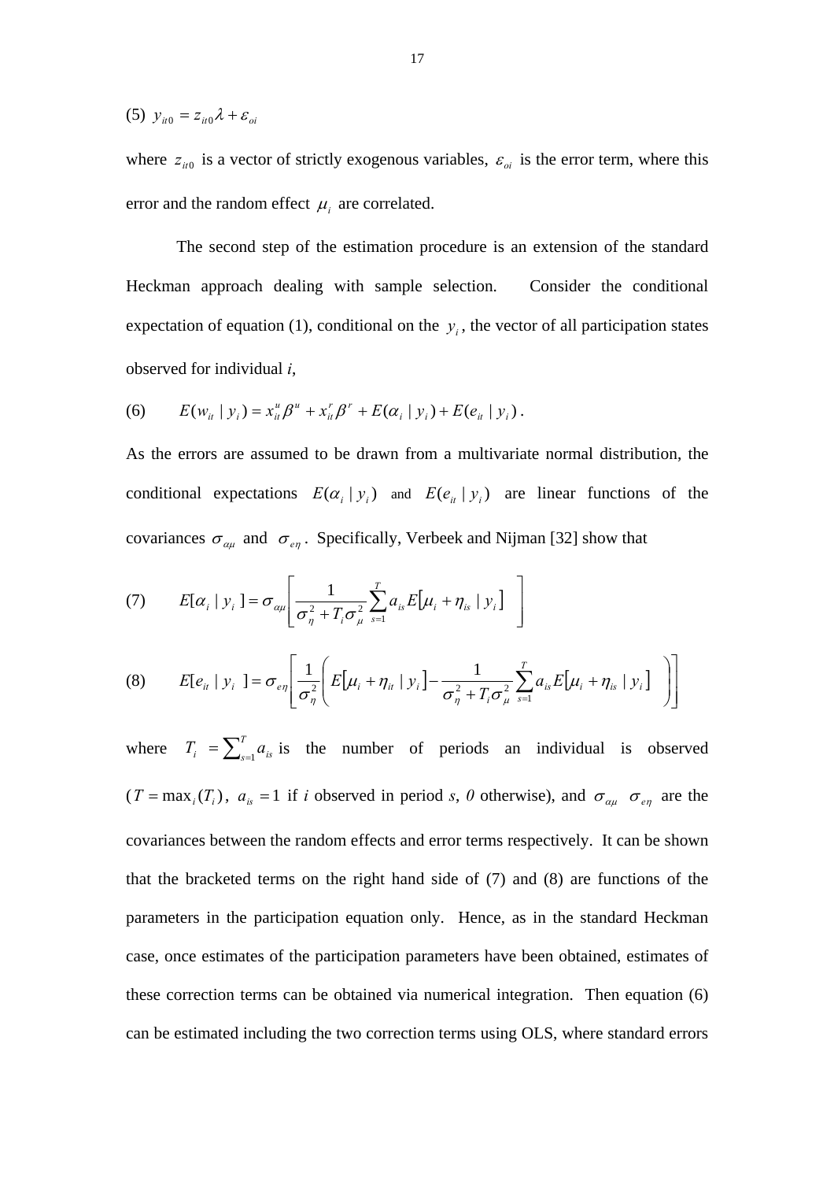(5) $y_{it0} = z_{it0}\lambda + \varepsilon_{oi}$

where $z_{it0}$ is a vector of strictly exogenous variables, $\varepsilon_{oi}$ is the error term, where this error and the random effect $\mu_i$ are correlated.

The second step of the estimation procedure is an extension of the standard Heckman approach dealing with sample selection. Consider the conditional expectation of equation (1), conditional on the $y_i$, the vector of all participation states observed for individual *i*,

$$(6) \qquad E(w_{it} \mid y_i) = x_{it}^u \beta^u + x_{it}^r \beta^r + E(\alpha_i \mid y_i) + E(e_{it} \mid y_i) \, .$$

As the errors are assumed to be drawn from a multivariate normal distribution, the conditional expectations $E(\alpha_i \mid y_i)$ and $E(e_{it} \mid y_i)$ are linear functions of the covariances $\sigma_{\alpha\mu}$ and $\sigma_{e\eta}$. Specifically, Verbeek and Nijman [32] show that

$$(7) \qquad E[\alpha_i \mid y_i] = \sigma_{\alpha\mu} \left[ \frac{1}{\sigma_\eta^2 + T_i \sigma_\mu^2} \sum_{s=1}^{T} a_{is} E[\mu_i + \eta_{is} \mid y_i] \right]$$

$$(8) \qquad E[e_{it} \mid y_i] = \sigma_{e\eta} \left[ \frac{1}{\sigma_\eta^2} \left( E[\mu_i + \eta_{it} \mid y_i] - \frac{1}{\sigma_\eta^2 + T_i \sigma_\mu^2} \sum_{s=1}^{T} a_{is} E[\mu_i + \eta_{is} \mid y_i] \right) \right]$$

where $T_i = \sum_{s=1}^{T} a_{is}$ is the number of periods an individual is observed ($T = \max_i (T_i)$, $a_{is} = 1$ if *i* observed in period *s*, *0* otherwise), and $\sigma_{\alpha\mu}$ $\sigma_{e\eta}$ are the covariances between the random effects and error terms respectively. It can be shown that the bracketed terms on the right hand side of (7) and (8) are functions of the parameters in the participation equation only. Hence, as in the standard Heckman case, once estimates of the participation parameters have been obtained, estimates of these correction terms can be obtained via numerical integration. Then equation (6) can be estimated including the two correction terms using OLS, where standard errors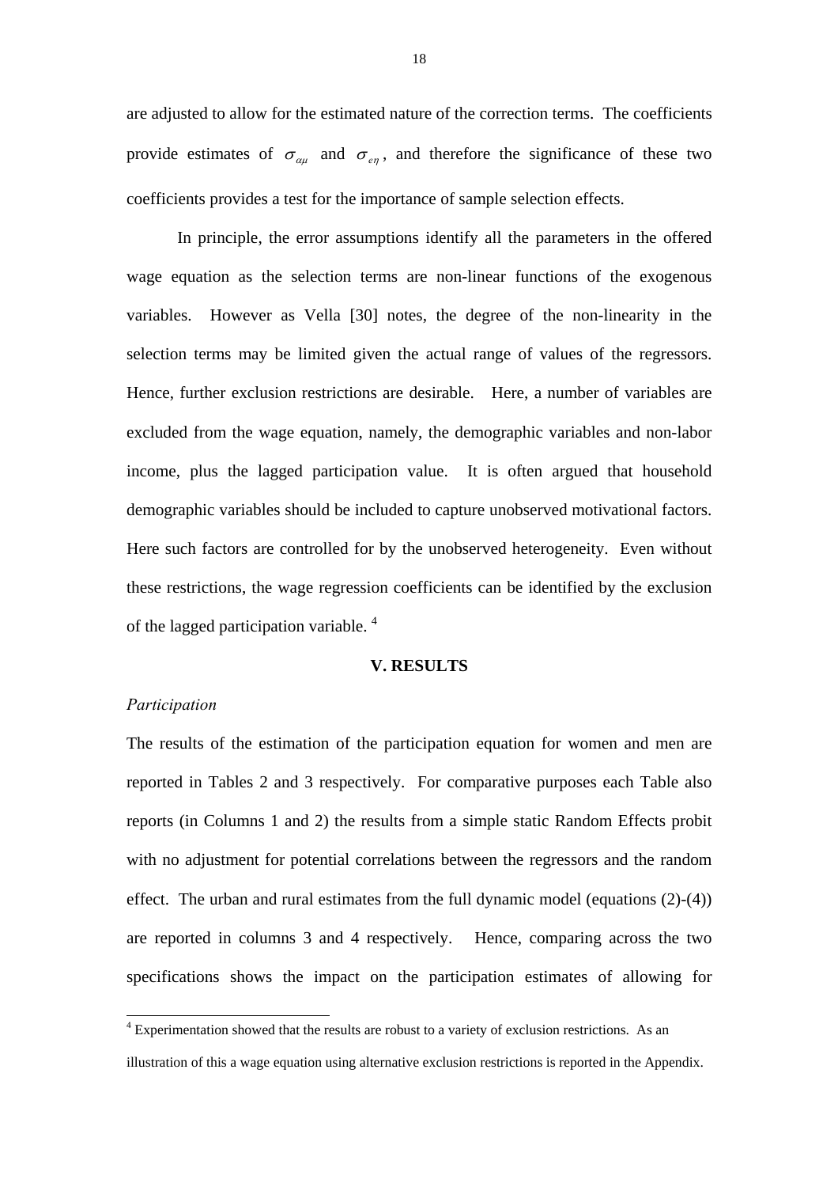are adjusted to allow for the estimated nature of the correction terms. The coefficients provide estimates of $\sigma_{\alpha\mu}$ and $\sigma_{e\eta}$, and therefore the significance of these two coefficients provides a test for the importance of sample selection effects.

In principle, the error assumptions identify all the parameters in the offered wage equation as the selection terms are non-linear functions of the exogenous variables. However as Vella [30] notes, the degree of the non-linearity in the selection terms may be limited given the actual range of values of the regressors. Hence, further exclusion restrictions are desirable. Here, a number of variables are excluded from the wage equation, namely, the demographic variables and non-labor income, plus the lagged participation value. It is often argued that household demographic variables should be included to capture unobserved motivational factors. Here such factors are controlled for by the unobserved heterogeneity. Even without these restrictions, the wage regression coefficients can be identified by the exclusion of the lagged participation variable. [4]

## V. RESULTS

*Participation*

The results of the estimation of the participation equation for women and men are reported in Tables 2 and 3 respectively. For comparative purposes each Table also reports (in Columns 1 and 2) the results from a simple static Random Effects probit with no adjustment for potential correlations between the regressors and the random effect. The urban and rural estimates from the full dynamic model (equations (2)-(4)) are reported in columns 3 and 4 respectively. Hence, comparing across the two specifications shows the impact on the participation estimates of allowing for

---

[4] Experimentation showed that the results are robust to a variety of exclusion restrictions. As an illustration of this a wage equation using alternative exclusion restrictions is reported in the Appendix.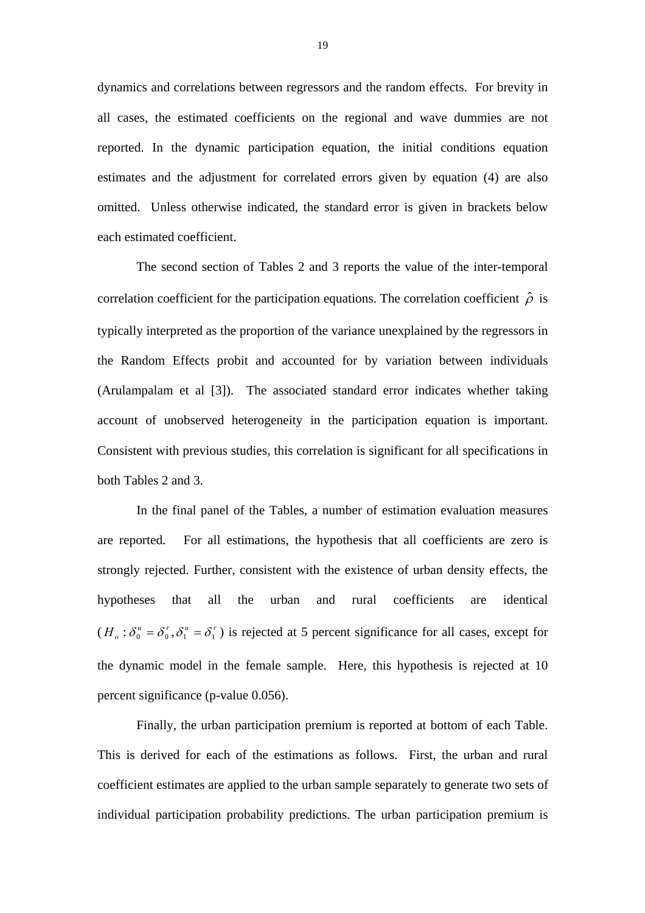dynamics and correlations between regressors and the random effects. For brevity in all cases, the estimated coefficients on the regional and wave dummies are not reported. In the dynamic participation equation, the initial conditions equation estimates and the adjustment for correlated errors given by equation (4) are also omitted. Unless otherwise indicated, the standard error is given in brackets below each estimated coefficient.

The second section of Tables 2 and 3 reports the value of the inter-temporal correlation coefficient for the participation equations. The correlation coefficient $\hat{\rho}$ is typically interpreted as the proportion of the variance unexplained by the regressors in the Random Effects probit and accounted for by variation between individuals (Arulampalam et al [3]). The associated standard error indicates whether taking account of unobserved heterogeneity in the participation equation is important. Consistent with previous studies, this correlation is significant for all specifications in both Tables 2 and 3.

In the final panel of the Tables, a number of estimation evaluation measures are reported. For all estimations, the hypothesis that all coefficients are zero is strongly rejected. Further, consistent with the existence of urban density effects, the hypotheses that all the urban and rural coefficients are identical ($H_o : \delta_0^u = \delta_0^r, \delta_1^u = \delta_1^r$) is rejected at 5 percent significance for all cases, except for the dynamic model in the female sample. Here, this hypothesis is rejected at 10 percent significance (p-value 0.056).

Finally, the urban participation premium is reported at bottom of each Table. This is derived for each of the estimations as follows. First, the urban and rural coefficient estimates are applied to the urban sample separately to generate two sets of individual participation probability predictions. The urban participation premium is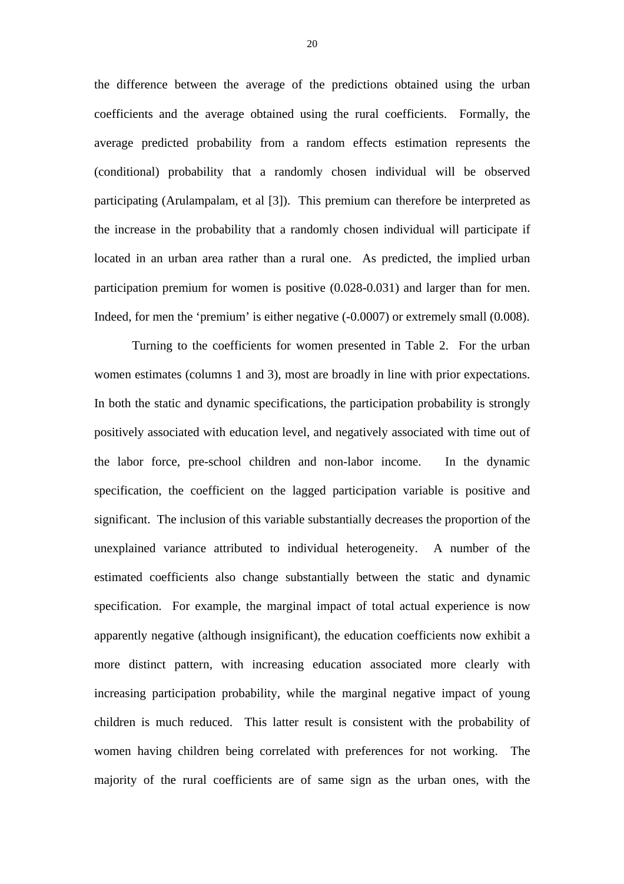the difference between the average of the predictions obtained using the urban coefficients and the average obtained using the rural coefficients. Formally, the average predicted probability from a random effects estimation represents the (conditional) probability that a randomly chosen individual will be observed participating (Arulampalam, et al [3]). This premium can therefore be interpreted as the increase in the probability that a randomly chosen individual will participate if located in an urban area rather than a rural one. As predicted, the implied urban participation premium for women is positive (0.028-0.031) and larger than for men. Indeed, for men the 'premium' is either negative (-0.0007) or extremely small (0.008).

Turning to the coefficients for women presented in Table 2. For the urban women estimates (columns 1 and 3), most are broadly in line with prior expectations. In both the static and dynamic specifications, the participation probability is strongly positively associated with education level, and negatively associated with time out of the labor force, pre-school children and non-labor income. In the dynamic specification, the coefficient on the lagged participation variable is positive and significant. The inclusion of this variable substantially decreases the proportion of the unexplained variance attributed to individual heterogeneity. A number of the estimated coefficients also change substantially between the static and dynamic specification. For example, the marginal impact of total actual experience is now apparently negative (although insignificant), the education coefficients now exhibit a more distinct pattern, with increasing education associated more clearly with increasing participation probability, while the marginal negative impact of young children is much reduced. This latter result is consistent with the probability of women having children being correlated with preferences for not working. The majority of the rural coefficients are of same sign as the urban ones, with the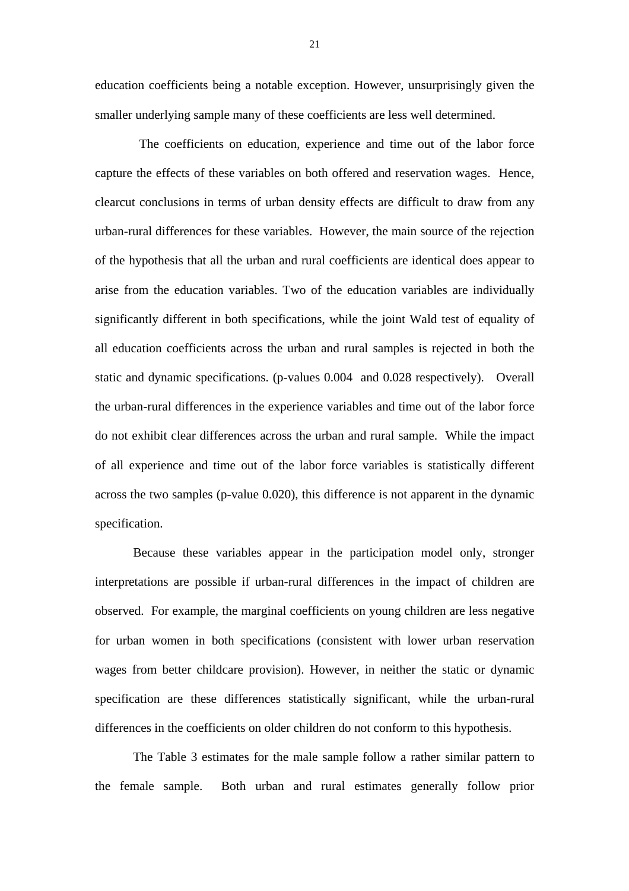education coefficients being a notable exception. However, unsurprisingly given the smaller underlying sample many of these coefficients are less well determined.

The coefficients on education, experience and time out of the labor force capture the effects of these variables on both offered and reservation wages. Hence, clearcut conclusions in terms of urban density effects are difficult to draw from any urban-rural differences for these variables. However, the main source of the rejection of the hypothesis that all the urban and rural coefficients are identical does appear to arise from the education variables. Two of the education variables are individually significantly different in both specifications, while the joint Wald test of equality of all education coefficients across the urban and rural samples is rejected in both the static and dynamic specifications. (p-values 0.004 and 0.028 respectively). Overall the urban-rural differences in the experience variables and time out of the labor force do not exhibit clear differences across the urban and rural sample. While the impact of all experience and time out of the labor force variables is statistically different across the two samples (p-value 0.020), this difference is not apparent in the dynamic specification.

Because these variables appear in the participation model only, stronger interpretations are possible if urban-rural differences in the impact of children are observed. For example, the marginal coefficients on young children are less negative for urban women in both specifications (consistent with lower urban reservation wages from better childcare provision). However, in neither the static or dynamic specification are these differences statistically significant, while the urban-rural differences in the coefficients on older children do not conform to this hypothesis.

The Table 3 estimates for the male sample follow a rather similar pattern to the female sample. Both urban and rural estimates generally follow prior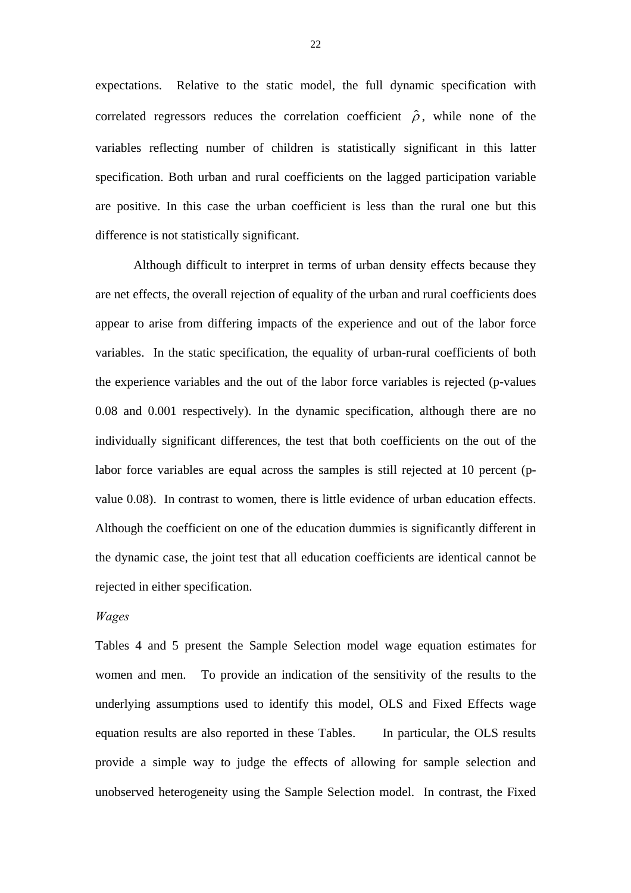expectations. Relative to the static model, the full dynamic specification with correlated regressors reduces the correlation coefficient $\hat{\rho}$, while none of the variables reflecting number of children is statistically significant in this latter specification. Both urban and rural coefficients on the lagged participation variable are positive. In this case the urban coefficient is less than the rural one but this difference is not statistically significant.

Although difficult to interpret in terms of urban density effects because they are net effects, the overall rejection of equality of the urban and rural coefficients does appear to arise from differing impacts of the experience and out of the labor force variables. In the static specification, the equality of urban-rural coefficients of both the experience variables and the out of the labor force variables is rejected (p-values 0.08 and 0.001 respectively). In the dynamic specification, although there are no individually significant differences, the test that both coefficients on the out of the labor force variables are equal across the samples is still rejected at 10 percent (p-value 0.08). In contrast to women, there is little evidence of urban education effects. Although the coefficient on one of the education dummies is significantly different in the dynamic case, the joint test that all education coefficients are identical cannot be rejected in either specification.

*Wages*

Tables 4 and 5 present the Sample Selection model wage equation estimates for women and men. To provide an indication of the sensitivity of the results to the underlying assumptions used to identify this model, OLS and Fixed Effects wage equation results are also reported in these Tables. In particular, the OLS results provide a simple way to judge the effects of allowing for sample selection and unobserved heterogeneity using the Sample Selection model. In contrast, the Fixed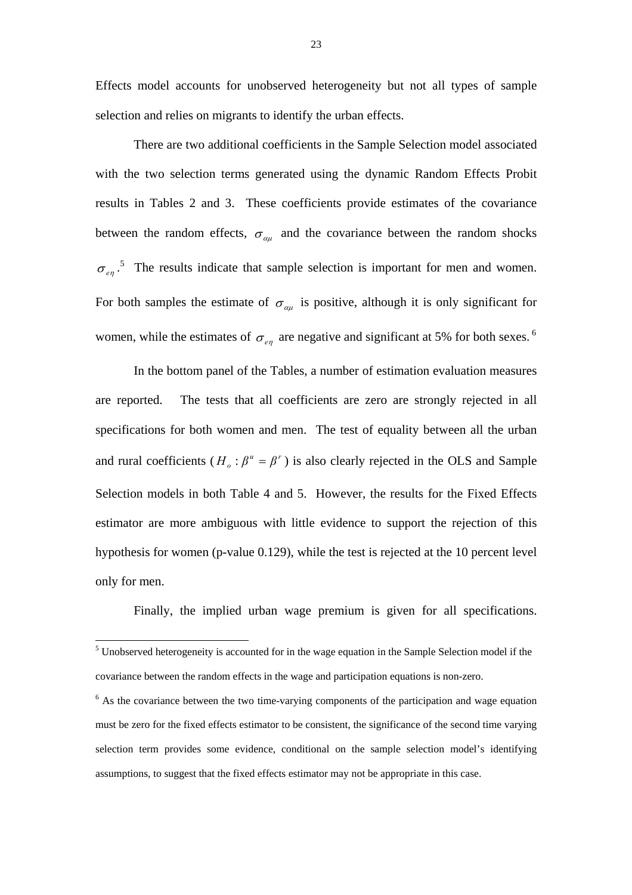Effects model accounts for unobserved heterogeneity but not all types of sample selection and relies on migrants to identify the urban effects.

There are two additional coefficients in the Sample Selection model associated with the two selection terms generated using the dynamic Random Effects Probit results in Tables 2 and 3. These coefficients provide estimates of the covariance between the random effects, $\sigma_{\alpha\mu}$ and the covariance between the random shocks $\sigma_{e\eta}$.[5] The results indicate that sample selection is important for men and women. For both samples the estimate of $\sigma_{\alpha\mu}$ is positive, although it is only significant for women, while the estimates of $\sigma_{e\eta}$ are negative and significant at 5% for both sexes.[6]

In the bottom panel of the Tables, a number of estimation evaluation measures are reported. The tests that all coefficients are zero are strongly rejected in all specifications for both women and men. The test of equality between all the urban and rural coefficients ($H_o : \beta^u = \beta^r$) is also clearly rejected in the OLS and Sample Selection models in both Table 4 and 5. However, the results for the Fixed Effects estimator are more ambiguous with little evidence to support the rejection of this hypothesis for women (p-value 0.129), while the test is rejected at the 10 percent level only for men.

Finally, the implied urban wage premium is given for all specifications.

---

[5] Unobserved heterogeneity is accounted for in the wage equation in the Sample Selection model if the covariance between the random effects in the wage and participation equations is non-zero.

[6] As the covariance between the two time-varying components of the participation and wage equation must be zero for the fixed effects estimator to be consistent, the significance of the second time varying selection term provides some evidence, conditional on the sample selection model's identifying assumptions, to suggest that the fixed effects estimator may not be appropriate in this case.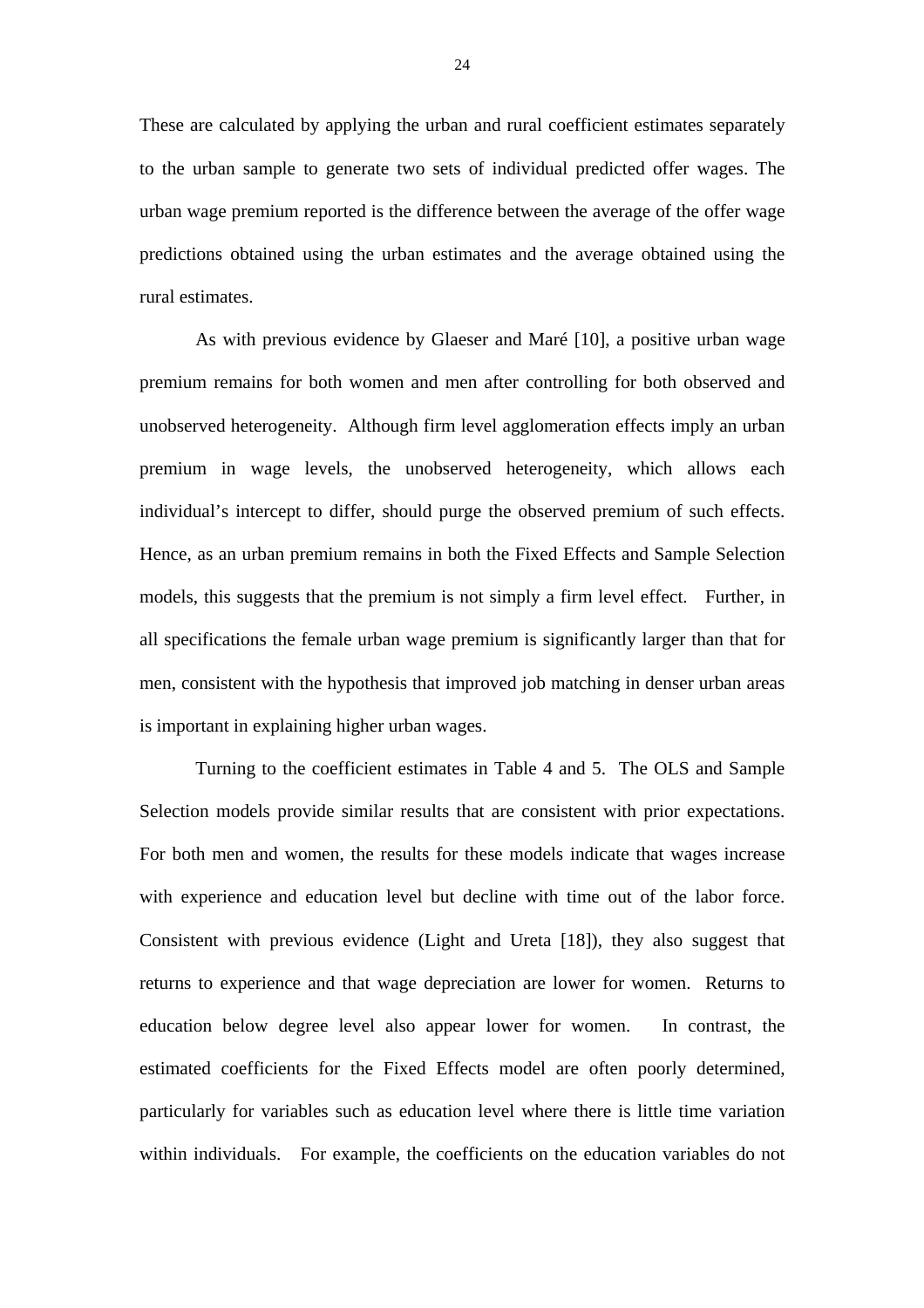These are calculated by applying the urban and rural coefficient estimates separately to the urban sample to generate two sets of individual predicted offer wages. The urban wage premium reported is the difference between the average of the offer wage predictions obtained using the urban estimates and the average obtained using the rural estimates.

As with previous evidence by Glaeser and Maré [10], a positive urban wage premium remains for both women and men after controlling for both observed and unobserved heterogeneity. Although firm level agglomeration effects imply an urban premium in wage levels, the unobserved heterogeneity, which allows each individual's intercept to differ, should purge the observed premium of such effects. Hence, as an urban premium remains in both the Fixed Effects and Sample Selection models, this suggests that the premium is not simply a firm level effect. Further, in all specifications the female urban wage premium is significantly larger than that for men, consistent with the hypothesis that improved job matching in denser urban areas is important in explaining higher urban wages.

Turning to the coefficient estimates in Table 4 and 5. The OLS and Sample Selection models provide similar results that are consistent with prior expectations. For both men and women, the results for these models indicate that wages increase with experience and education level but decline with time out of the labor force. Consistent with previous evidence (Light and Ureta [18]), they also suggest that returns to experience and that wage depreciation are lower for women. Returns to education below degree level also appear lower for women. In contrast, the estimated coefficients for the Fixed Effects model are often poorly determined, particularly for variables such as education level where there is little time variation within individuals. For example, the coefficients on the education variables do not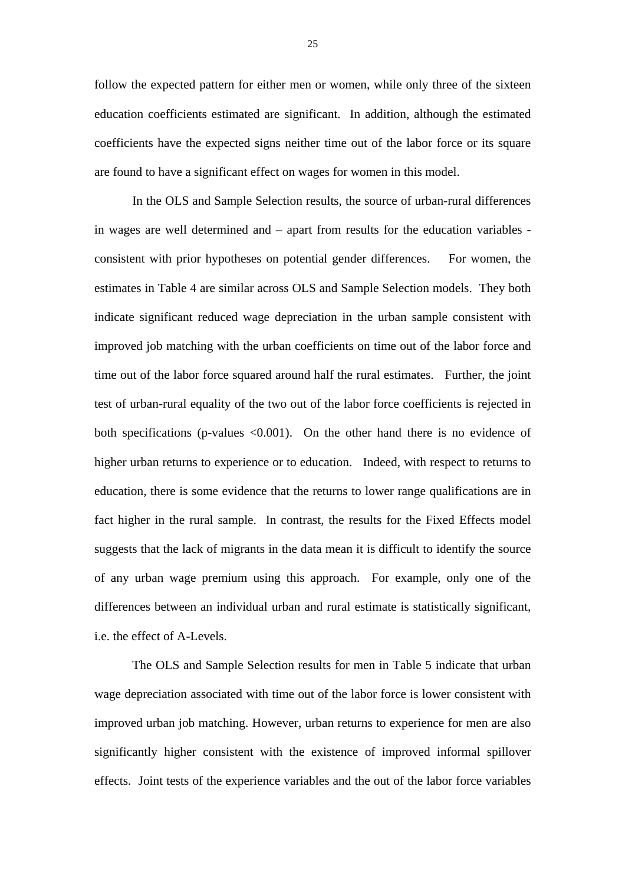follow the expected pattern for either men or women, while only three of the sixteen education coefficients estimated are significant. In addition, although the estimated coefficients have the expected signs neither time out of the labor force or its square are found to have a significant effect on wages for women in this model.

In the OLS and Sample Selection results, the source of urban-rural differences in wages are well determined and – apart from results for the education variables - consistent with prior hypotheses on potential gender differences. For women, the estimates in Table 4 are similar across OLS and Sample Selection models. They both indicate significant reduced wage depreciation in the urban sample consistent with improved job matching with the urban coefficients on time out of the labor force and time out of the labor force squared around half the rural estimates. Further, the joint test of urban-rural equality of the two out of the labor force coefficients is rejected in both specifications (p-values <0.001). On the other hand there is no evidence of higher urban returns to experience or to education. Indeed, with respect to returns to education, there is some evidence that the returns to lower range qualifications are in fact higher in the rural sample. In contrast, the results for the Fixed Effects model suggests that the lack of migrants in the data mean it is difficult to identify the source of any urban wage premium using this approach. For example, only one of the differences between an individual urban and rural estimate is statistically significant, i.e. the effect of A-Levels.

The OLS and Sample Selection results for men in Table 5 indicate that urban wage depreciation associated with time out of the labor force is lower consistent with improved urban job matching. However, urban returns to experience for men are also significantly higher consistent with the existence of improved informal spillover effects. Joint tests of the experience variables and the out of the labor force variables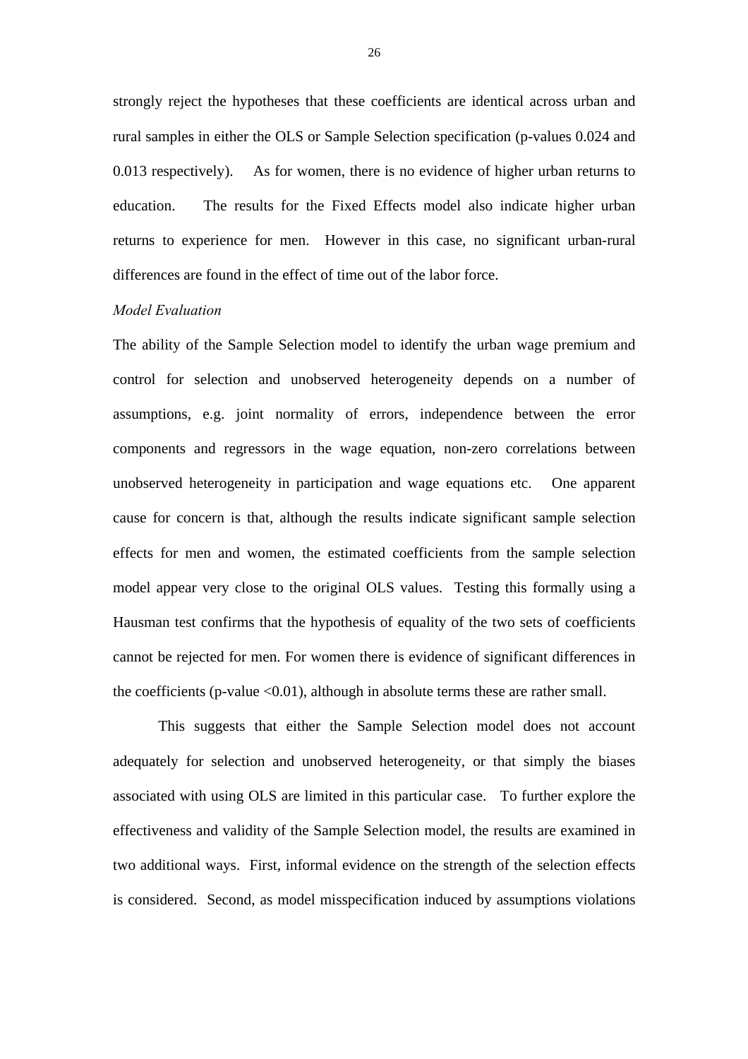strongly reject the hypotheses that these coefficients are identical across urban and rural samples in either the OLS or Sample Selection specification (p-values 0.024 and 0.013 respectively). As for women, there is no evidence of higher urban returns to education. The results for the Fixed Effects model also indicate higher urban returns to experience for men. However in this case, no significant urban-rural differences are found in the effect of time out of the labor force.

*Model Evaluation*

The ability of the Sample Selection model to identify the urban wage premium and control for selection and unobserved heterogeneity depends on a number of assumptions, e.g. joint normality of errors, independence between the error components and regressors in the wage equation, non-zero correlations between unobserved heterogeneity in participation and wage equations etc. One apparent cause for concern is that, although the results indicate significant sample selection effects for men and women, the estimated coefficients from the sample selection model appear very close to the original OLS values. Testing this formally using a Hausman test confirms that the hypothesis of equality of the two sets of coefficients cannot be rejected for men. For women there is evidence of significant differences in the coefficients (p-value <0.01), although in absolute terms these are rather small.

This suggests that either the Sample Selection model does not account adequately for selection and unobserved heterogeneity, or that simply the biases associated with using OLS are limited in this particular case. To further explore the effectiveness and validity of the Sample Selection model, the results are examined in two additional ways. First, informal evidence on the strength of the selection effects is considered. Second, as model misspecification induced by assumptions violations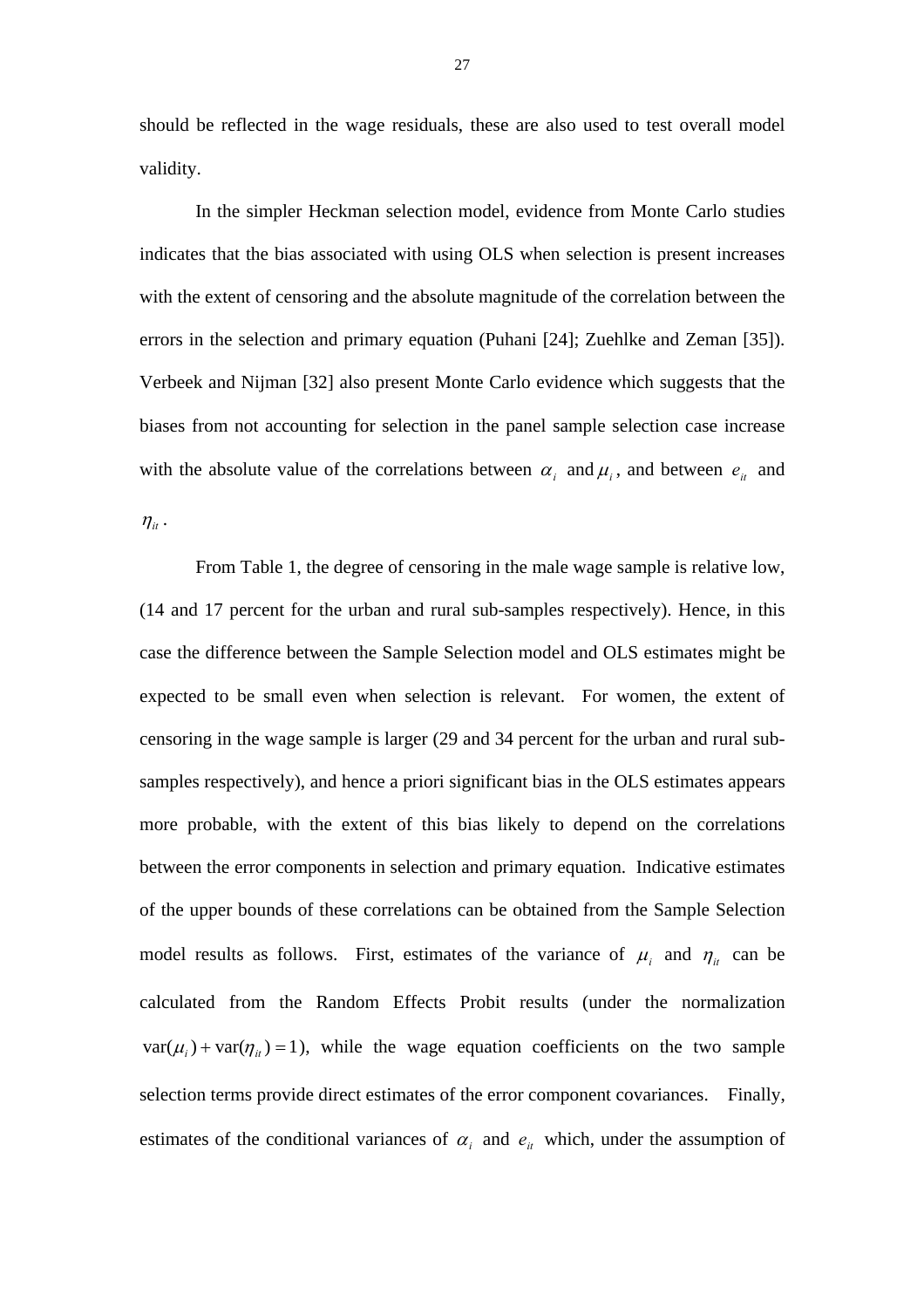should be reflected in the wage residuals, these are also used to test overall model validity.

In the simpler Heckman selection model, evidence from Monte Carlo studies indicates that the bias associated with using OLS when selection is present increases with the extent of censoring and the absolute magnitude of the correlation between the errors in the selection and primary equation (Puhani [24]; Zuehlke and Zeman [35]). Verbeek and Nijman [32] also present Monte Carlo evidence which suggests that the biases from not accounting for selection in the panel sample selection case increase with the absolute value of the correlations between $\alpha_i$ and $\mu_i$, and between $e_{it}$ and $\eta_{it}$.

From Table 1, the degree of censoring in the male wage sample is relative low, (14 and 17 percent for the urban and rural sub-samples respectively). Hence, in this case the difference between the Sample Selection model and OLS estimates might be expected to be small even when selection is relevant. For women, the extent of censoring in the wage sample is larger (29 and 34 percent for the urban and rural sub-samples respectively), and hence a priori significant bias in the OLS estimates appears more probable, with the extent of this bias likely to depend on the correlations between the error components in selection and primary equation. Indicative estimates of the upper bounds of these correlations can be obtained from the Sample Selection model results as follows. First, estimates of the variance of $\mu_i$ and $\eta_{it}$ can be calculated from the Random Effects Probit results (under the normalization $\text{var}(\mu_i) + \text{var}(\eta_{it}) = 1$), while the wage equation coefficients on the two sample selection terms provide direct estimates of the error component covariances. Finally, estimates of the conditional variances of $\alpha_i$ and $e_{it}$ which, under the assumption of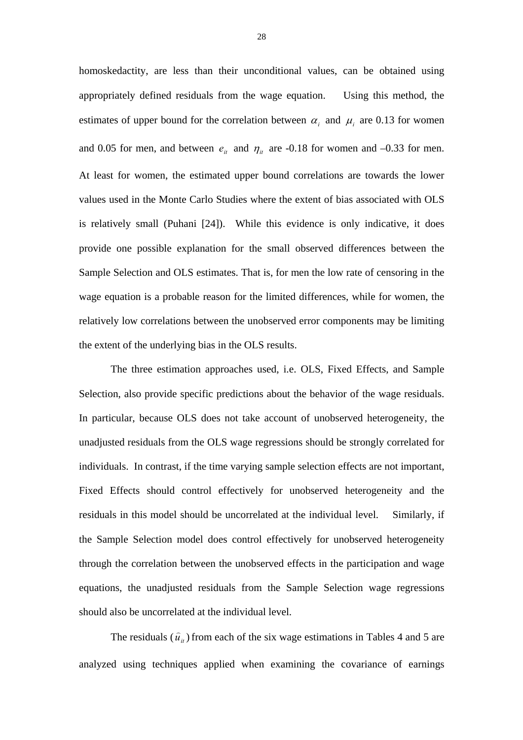homoskedactity, are less than their unconditional values, can be obtained using appropriately defined residuals from the wage equation. Using this method, the estimates of upper bound for the correlation between $\alpha_i$ and $\mu_i$ are 0.13 for women and 0.05 for men, and between $e_{it}$ and $\eta_{it}$ are -0.18 for women and –0.33 for men. At least for women, the estimated upper bound correlations are towards the lower values used in the Monte Carlo Studies where the extent of bias associated with OLS is relatively small (Puhani [24]). While this evidence is only indicative, it does provide one possible explanation for the small observed differences between the Sample Selection and OLS estimates. That is, for men the low rate of censoring in the wage equation is a probable reason for the limited differences, while for women, the relatively low correlations between the unobserved error components may be limiting the extent of the underlying bias in the OLS results.

The three estimation approaches used, i.e. OLS, Fixed Effects, and Sample Selection, also provide specific predictions about the behavior of the wage residuals. In particular, because OLS does not take account of unobserved heterogeneity, the unadjusted residuals from the OLS wage regressions should be strongly correlated for individuals. In contrast, if the time varying sample selection effects are not important, Fixed Effects should control effectively for unobserved heterogeneity and the residuals in this model should be uncorrelated at the individual level. Similarly, if the Sample Selection model does control effectively for unobserved heterogeneity through the correlation between the unobserved effects in the participation and wage equations, the unadjusted residuals from the Sample Selection wage regressions should also be uncorrelated at the individual level.

The residuals ($\hat{u}_{it}$) from each of the six wage estimations in Tables 4 and 5 are analyzed using techniques applied when examining the covariance of earnings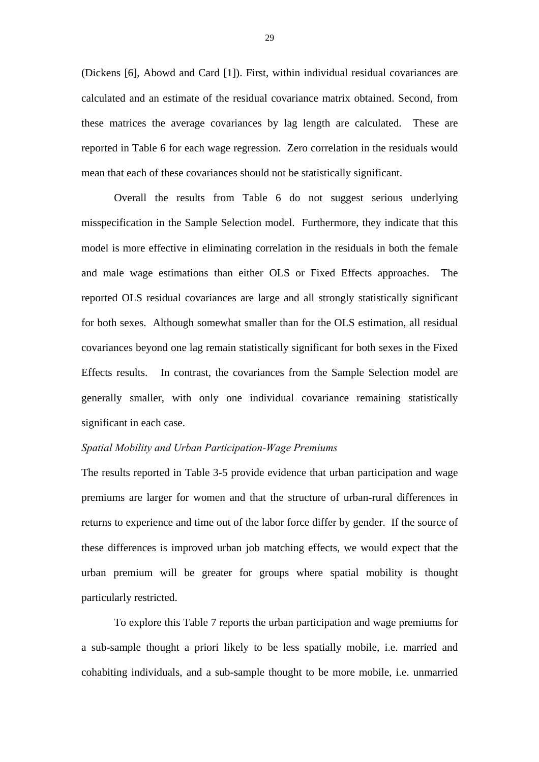(Dickens [6], Abowd and Card [1]). First, within individual residual covariances are calculated and an estimate of the residual covariance matrix obtained. Second, from these matrices the average covariances by lag length are calculated. These are reported in Table 6 for each wage regression. Zero correlation in the residuals would mean that each of these covariances should not be statistically significant.

Overall the results from Table 6 do not suggest serious underlying misspecification in the Sample Selection model. Furthermore, they indicate that this model is more effective in eliminating correlation in the residuals in both the female and male wage estimations than either OLS or Fixed Effects approaches. The reported OLS residual covariances are large and all strongly statistically significant for both sexes. Although somewhat smaller than for the OLS estimation, all residual covariances beyond one lag remain statistically significant for both sexes in the Fixed Effects results. In contrast, the covariances from the Sample Selection model are generally smaller, with only one individual covariance remaining statistically significant in each case.

*Spatial Mobility and Urban Participation-Wage Premiums*

The results reported in Table 3-5 provide evidence that urban participation and wage premiums are larger for women and that the structure of urban-rural differences in returns to experience and time out of the labor force differ by gender. If the source of these differences is improved urban job matching effects, we would expect that the urban premium will be greater for groups where spatial mobility is thought particularly restricted.

To explore this Table 7 reports the urban participation and wage premiums for a sub-sample thought a priori likely to be less spatially mobile, i.e. married and cohabiting individuals, and a sub-sample thought to be more mobile, i.e. unmarried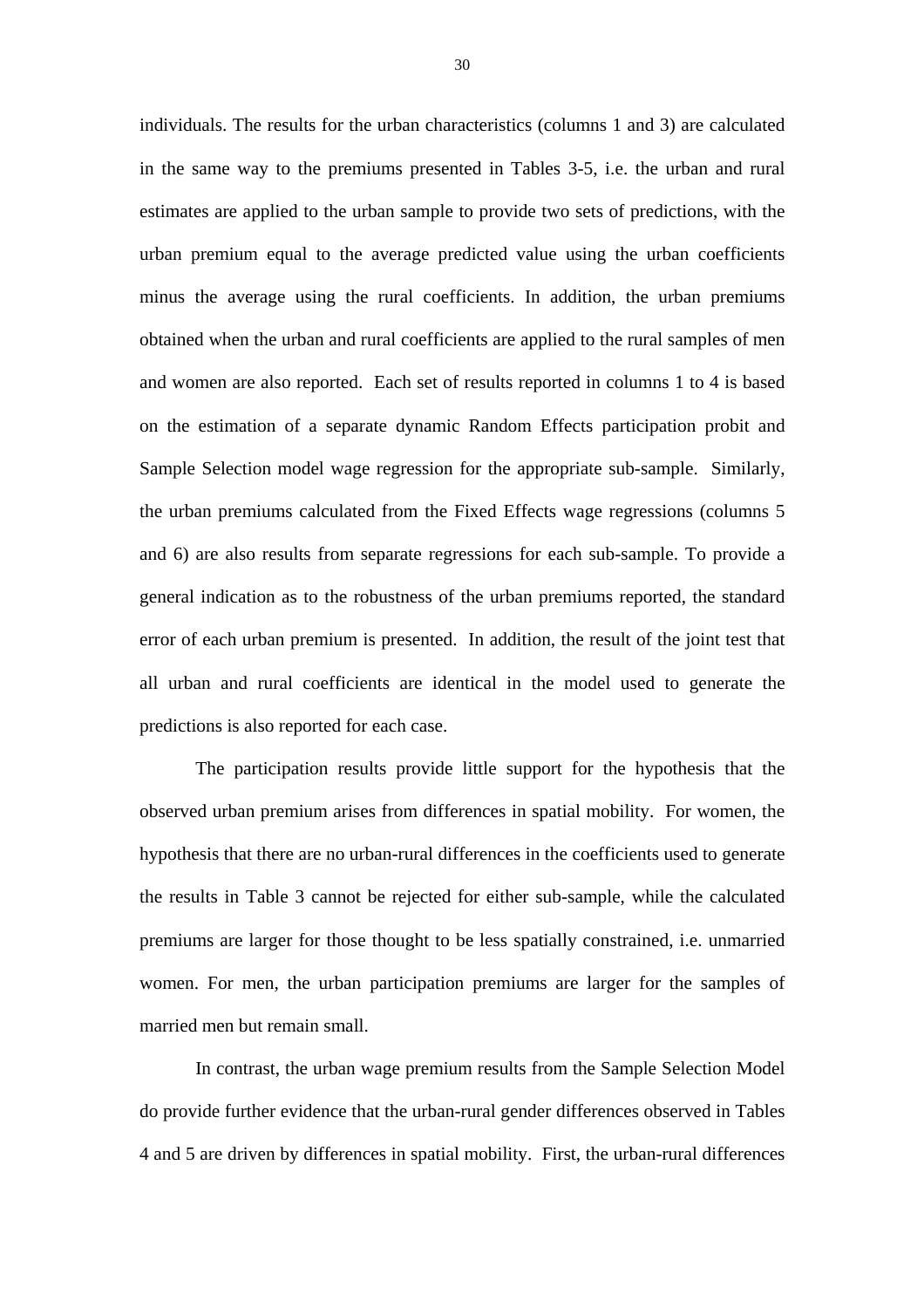individuals. The results for the urban characteristics (columns 1 and 3) are calculated in the same way to the premiums presented in Tables 3-5, i.e. the urban and rural estimates are applied to the urban sample to provide two sets of predictions, with the urban premium equal to the average predicted value using the urban coefficients minus the average using the rural coefficients. In addition, the urban premiums obtained when the urban and rural coefficients are applied to the rural samples of men and women are also reported. Each set of results reported in columns 1 to 4 is based on the estimation of a separate dynamic Random Effects participation probit and Sample Selection model wage regression for the appropriate sub-sample. Similarly, the urban premiums calculated from the Fixed Effects wage regressions (columns 5 and 6) are also results from separate regressions for each sub-sample. To provide a general indication as to the robustness of the urban premiums reported, the standard error of each urban premium is presented. In addition, the result of the joint test that all urban and rural coefficients are identical in the model used to generate the predictions is also reported for each case.

The participation results provide little support for the hypothesis that the observed urban premium arises from differences in spatial mobility. For women, the hypothesis that there are no urban-rural differences in the coefficients used to generate the results in Table 3 cannot be rejected for either sub-sample, while the calculated premiums are larger for those thought to be less spatially constrained, i.e. unmarried women. For men, the urban participation premiums are larger for the samples of married men but remain small.

In contrast, the urban wage premium results from the Sample Selection Model do provide further evidence that the urban-rural gender differences observed in Tables 4 and 5 are driven by differences in spatial mobility. First, the urban-rural differences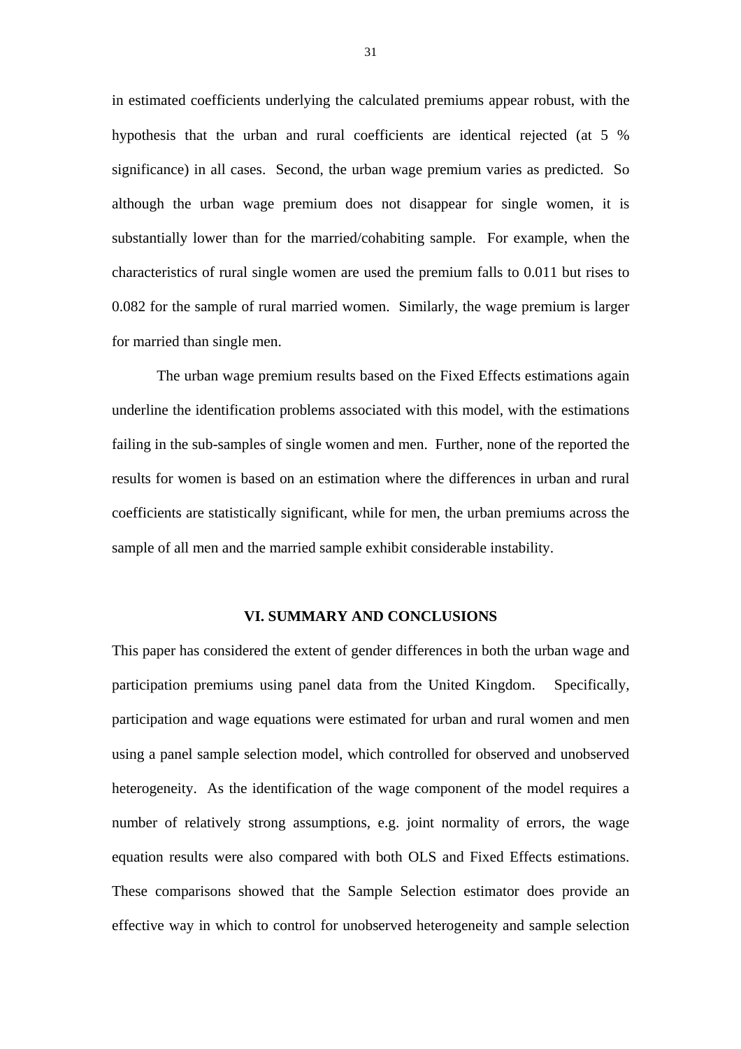in estimated coefficients underlying the calculated premiums appear robust, with the hypothesis that the urban and rural coefficients are identical rejected (at 5 % significance) in all cases. Second, the urban wage premium varies as predicted. So although the urban wage premium does not disappear for single women, it is substantially lower than for the married/cohabiting sample. For example, when the characteristics of rural single women are used the premium falls to 0.011 but rises to 0.082 for the sample of rural married women. Similarly, the wage premium is larger for married than single men.

The urban wage premium results based on the Fixed Effects estimations again underline the identification problems associated with this model, with the estimations failing in the sub-samples of single women and men. Further, none of the reported the results for women is based on an estimation where the differences in urban and rural coefficients are statistically significant, while for men, the urban premiums across the sample of all men and the married sample exhibit considerable instability.

## VI. SUMMARY AND CONCLUSIONS

This paper has considered the extent of gender differences in both the urban wage and participation premiums using panel data from the United Kingdom. Specifically, participation and wage equations were estimated for urban and rural women and men using a panel sample selection model, which controlled for observed and unobserved heterogeneity. As the identification of the wage component of the model requires a number of relatively strong assumptions, e.g. joint normality of errors, the wage equation results were also compared with both OLS and Fixed Effects estimations. These comparisons showed that the Sample Selection estimator does provide an effective way in which to control for unobserved heterogeneity and sample selection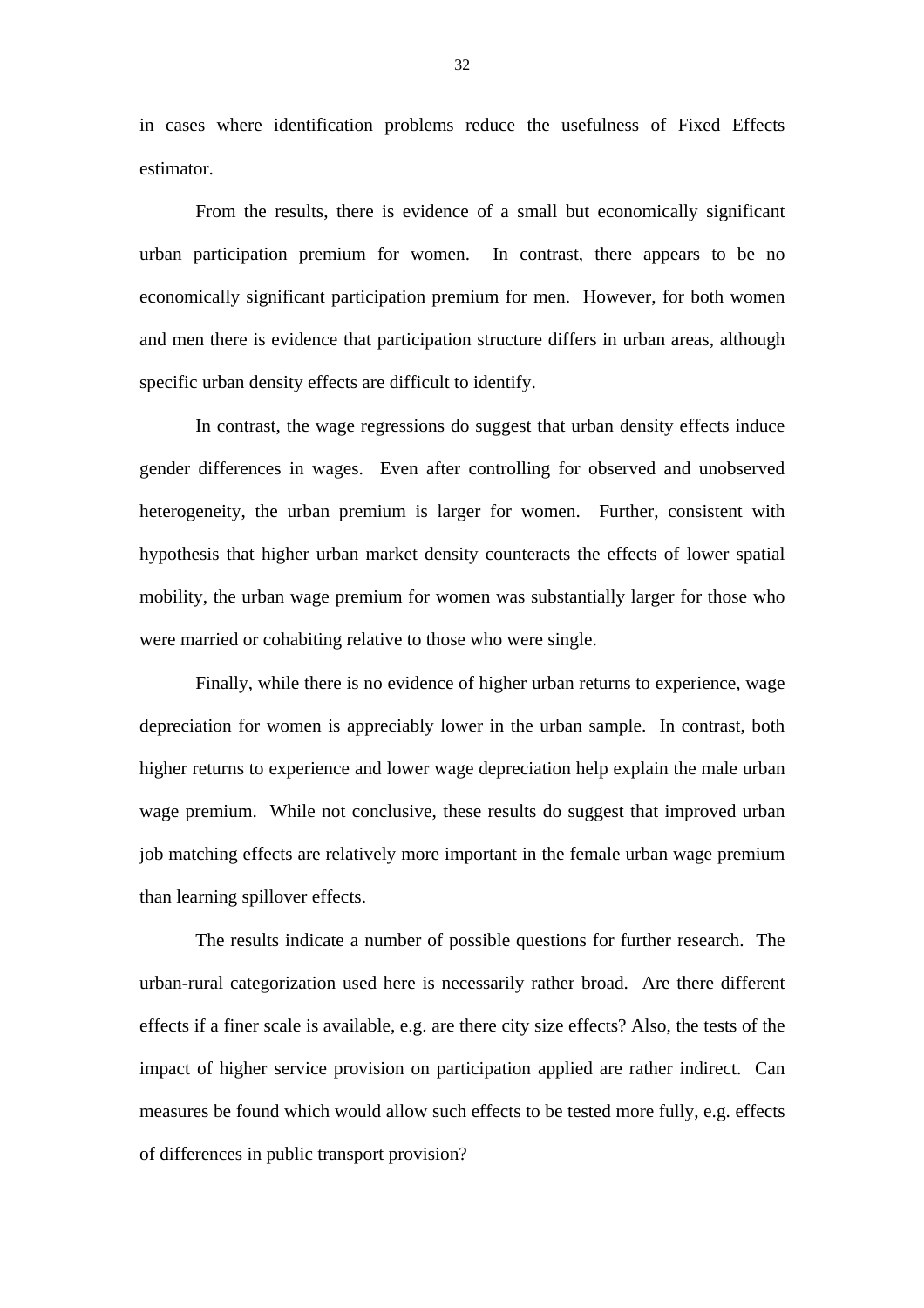in cases where identification problems reduce the usefulness of Fixed Effects estimator.

From the results, there is evidence of a small but economically significant urban participation premium for women. In contrast, there appears to be no economically significant participation premium for men. However, for both women and men there is evidence that participation structure differs in urban areas, although specific urban density effects are difficult to identify.

In contrast, the wage regressions do suggest that urban density effects induce gender differences in wages. Even after controlling for observed and unobserved heterogeneity, the urban premium is larger for women. Further, consistent with hypothesis that higher urban market density counteracts the effects of lower spatial mobility, the urban wage premium for women was substantially larger for those who were married or cohabiting relative to those who were single.

Finally, while there is no evidence of higher urban returns to experience, wage depreciation for women is appreciably lower in the urban sample. In contrast, both higher returns to experience and lower wage depreciation help explain the male urban wage premium. While not conclusive, these results do suggest that improved urban job matching effects are relatively more important in the female urban wage premium than learning spillover effects.

The results indicate a number of possible questions for further research. The urban-rural categorization used here is necessarily rather broad. Are there different effects if a finer scale is available, e.g. are there city size effects? Also, the tests of the impact of higher service provision on participation applied are rather indirect. Can measures be found which would allow such effects to be tested more fully, e.g. effects of differences in public transport provision?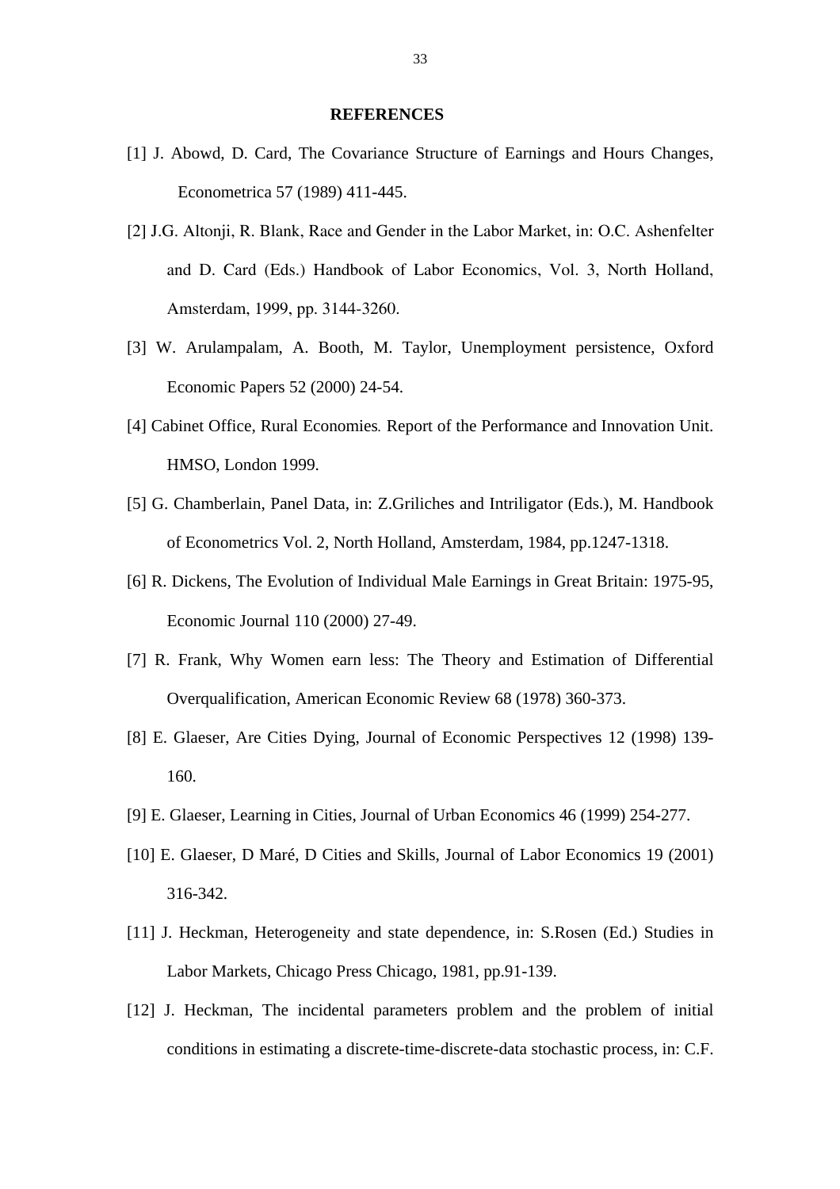**REFERENCES**

[1] J. Abowd, D. Card, The Covariance Structure of Earnings and Hours Changes, Econometrica 57 (1989) 411-445.

[2] J.G. Altonji, R. Blank, Race and Gender in the Labor Market, in: O.C. Ashenfelter and D. Card (Eds.) Handbook of Labor Economics, Vol. 3, North Holland, Amsterdam, 1999, pp. 3144-3260.

[3] W. Arulampalam, A. Booth, M. Taylor, Unemployment persistence, Oxford Economic Papers 52 (2000) 24-54.

[4] Cabinet Office, Rural Economies. Report of the Performance and Innovation Unit. HMSO, London 1999.

[5] G. Chamberlain, Panel Data, in: Z.Griliches and Intriligator (Eds.), M. Handbook of Econometrics Vol. 2, North Holland, Amsterdam, 1984, pp.1247-1318.

[6] R. Dickens, The Evolution of Individual Male Earnings in Great Britain: 1975-95, Economic Journal 110 (2000) 27-49.

[7] R. Frank, Why Women earn less: The Theory and Estimation of Differential Overqualification, American Economic Review 68 (1978) 360-373.

[8] E. Glaeser, Are Cities Dying, Journal of Economic Perspectives 12 (1998) 139-160.

[9] E. Glaeser, Learning in Cities, Journal of Urban Economics 46 (1999) 254-277.

[10] E. Glaeser, D Maré, D Cities and Skills, Journal of Labor Economics 19 (2001) 316-342.

[11] J. Heckman, Heterogeneity and state dependence, in: S.Rosen (Ed.) Studies in Labor Markets, Chicago Press Chicago, 1981, pp.91-139.

[12] J. Heckman, The incidental parameters problem and the problem of initial conditions in estimating a discrete-time-discrete-data stochastic process, in: C.F.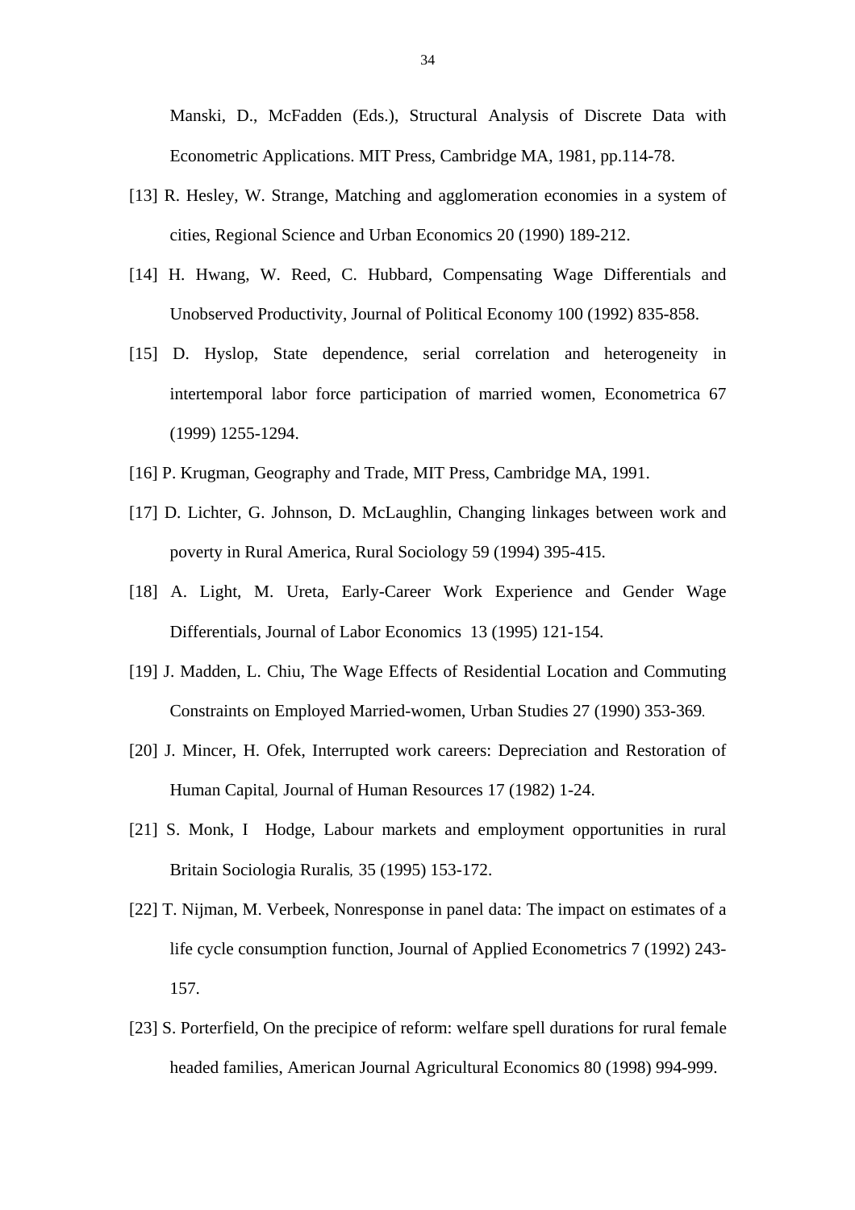Manski, D., McFadden (Eds.), Structural Analysis of Discrete Data with Econometric Applications. MIT Press, Cambridge MA, 1981, pp.114-78.

[13] R. Hesley, W. Strange, Matching and agglomeration economies in a system of cities, Regional Science and Urban Economics 20 (1990) 189-212.

[14] H. Hwang, W. Reed, C. Hubbard, Compensating Wage Differentials and Unobserved Productivity, Journal of Political Economy 100 (1992) 835-858.

[15] D. Hyslop, State dependence, serial correlation and heterogeneity in intertemporal labor force participation of married women, Econometrica 67 (1999) 1255-1294.

[16] P. Krugman, Geography and Trade, MIT Press, Cambridge MA, 1991.

[17] D. Lichter, G. Johnson, D. McLaughlin, Changing linkages between work and poverty in Rural America, Rural Sociology 59 (1994) 395-415.

[18] A. Light, M. Ureta, Early-Career Work Experience and Gender Wage Differentials, Journal of Labor Economics 13 (1995) 121-154.

[19] J. Madden, L. Chiu, The Wage Effects of Residential Location and Commuting Constraints on Employed Married-women, Urban Studies 27 (1990) 353-369.

[20] J. Mincer, H. Ofek, Interrupted work careers: Depreciation and Restoration of Human Capital, Journal of Human Resources 17 (1982) 1-24.

[21] S. Monk, I Hodge, Labour markets and employment opportunities in rural Britain Sociologia Ruralis, 35 (1995) 153-172.

[22] T. Nijman, M. Verbeek, Nonresponse in panel data: The impact on estimates of a life cycle consumption function, Journal of Applied Econometrics 7 (1992) 243-157.

[23] S. Porterfield, On the precipice of reform: welfare spell durations for rural female headed families, American Journal Agricultural Economics 80 (1998) 994-999.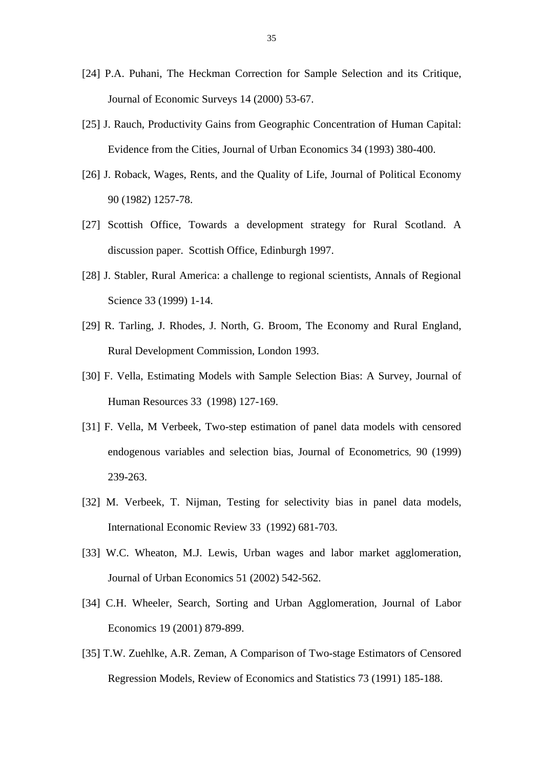[24] P.A. Puhani, The Heckman Correction for Sample Selection and its Critique, Journal of Economic Surveys 14 (2000) 53-67.

[25] J. Rauch, Productivity Gains from Geographic Concentration of Human Capital: Evidence from the Cities, Journal of Urban Economics 34 (1993) 380-400.

[26] J. Roback, Wages, Rents, and the Quality of Life, Journal of Political Economy 90 (1982) 1257-78.

[27] Scottish Office, Towards a development strategy for Rural Scotland. A discussion paper. Scottish Office, Edinburgh 1997.

[28] J. Stabler, Rural America: a challenge to regional scientists, Annals of Regional Science 33 (1999) 1-14.

[29] R. Tarling, J. Rhodes, J. North, G. Broom, The Economy and Rural England, Rural Development Commission, London 1993.

[30] F. Vella, Estimating Models with Sample Selection Bias: A Survey, Journal of Human Resources 33 (1998) 127-169.

[31] F. Vella, M Verbeek, Two-step estimation of panel data models with censored endogenous variables and selection bias, Journal of Econometrics, 90 (1999) 239-263.

[32] M. Verbeek, T. Nijman, Testing for selectivity bias in panel data models, International Economic Review 33 (1992) 681-703.

[33] W.C. Wheaton, M.J. Lewis, Urban wages and labor market agglomeration, Journal of Urban Economics 51 (2002) 542-562.

[34] C.H. Wheeler, Search, Sorting and Urban Agglomeration, Journal of Labor Economics 19 (2001) 879-899.

[35] T.W. Zuehlke, A.R. Zeman, A Comparison of Two-stage Estimators of Censored Regression Models, Review of Economics and Statistics 73 (1991) 185-188.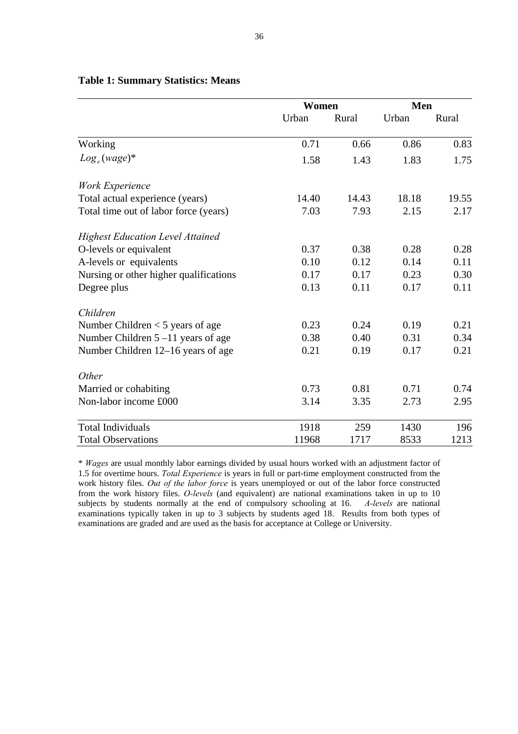**Table 1: Summary Statistics: Means**

| | **Women** | | **Men** | |
|---|---|---|---|---|
| | Urban | Rural | Urban | Rural |
| Working | 0.71 | 0.66 | 0.86 | 0.83 |
| $Log_e(wage)$* | 1.58 | 1.43 | 1.83 | 1.75 |
| *Work Experience* | | | | |
| Total actual experience (years) | 14.40 | 14.43 | 18.18 | 19.55 |
| Total time out of labor force (years) | 7.03 | 7.93 | 2.15 | 2.17 |
| *Highest Education Level Attained* | | | | |
| O-levels or equivalent | 0.37 | 0.38 | 0.28 | 0.28 |
| A-levels or equivalents | 0.10 | 0.12 | 0.14 | 0.11 |
| Nursing or other higher qualifications | 0.17 | 0.17 | 0.23 | 0.30 |
| Degree plus | 0.13 | 0.11 | 0.17 | 0.11 |
| *Children* | | | | |
| Number Children < 5 years of age | 0.23 | 0.24 | 0.19 | 0.21 |
| Number Children 5 –11 years of age | 0.38 | 0.40 | 0.31 | 0.34 |
| Number Children 12–16 years of age | 0.21 | 0.19 | 0.17 | 0.21 |
| *Other* | | | | |
| Married or cohabiting | 0.73 | 0.81 | 0.71 | 0.74 |
| Non-labor income £000 | 3.14 | 3.35 | 2.73 | 2.95 |
| Total Individuals | 1918 | 259 | 1430 | 196 |
| Total Observations | 11968 | 1717 | 8533 | 1213 |

\* *Wages* are usual monthly labor earnings divided by usual hours worked with an adjustment factor of 1.5 for overtime hours. *Total Experience* is years in full or part-time employment constructed from the work history files. *Out of the labor force* is years unemployed or out of the labor force constructed from the work history files. *O-levels* (and equivalent) are national examinations taken in up to 10 subjects by students normally at the end of compulsory schooling at 16. *A-levels* are national examinations typically taken in up to 3 subjects by students aged 18. Results from both types of examinations are graded and are used as the basis for acceptance at College or University.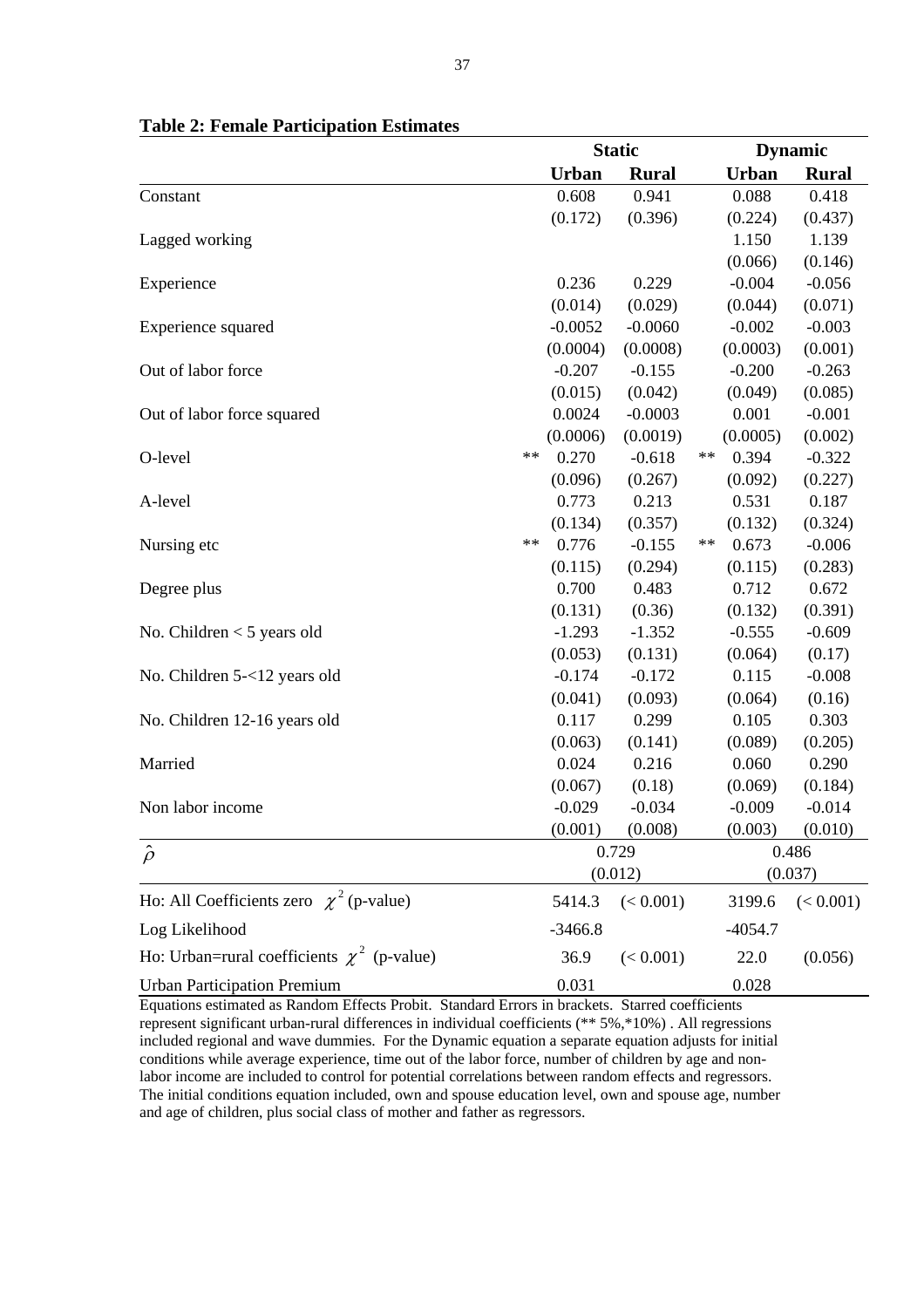**Table 2: Female Participation Estimates**

| | Static | | Dynamic | |
|---|---|---|---|---|
| | **Urban** | **Rural** | **Urban** | **Rural** |
| Constant | 0.608 | 0.941 | 0.088 | 0.418 |
| | (0.172) | (0.396) | (0.224) | (0.437) |
| Lagged working | | | 1.150 | 1.139 |
| | | | (0.066) | (0.146) |
| Experience | 0.236 | 0.229 | -0.004 | -0.056 |
| | (0.014) | (0.029) | (0.044) | (0.071) |
| Experience squared | -0.0052 | -0.0060 | -0.002 | -0.003 |
| | (0.0004) | (0.0008) | (0.0003) | (0.001) |
| Out of labor force | -0.207 | -0.155 | -0.200 | -0.263 |
| | (0.015) | (0.042) | (0.049) | (0.085) |
| Out of labor force squared | 0.0024 | -0.0003 | 0.001 | -0.001 |
| | (0.0006) | (0.0019) | (0.0005) | (0.002) |
| O-level | ** 0.270 | -0.618 | ** 0.394 | -0.322 |
| | (0.096) | (0.267) | (0.092) | (0.227) |
| A-level | 0.773 | 0.213 | 0.531 | 0.187 |
| | (0.134) | (0.357) | (0.132) | (0.324) |
| Nursing etc | ** 0.776 | -0.155 | ** 0.673 | -0.006 |
| | (0.115) | (0.294) | (0.115) | (0.283) |
| Degree plus | 0.700 | 0.483 | 0.712 | 0.672 |
| | (0.131) | (0.36) | (0.132) | (0.391) |
| No. Children < 5 years old | -1.293 | -1.352 | -0.555 | -0.609 |
| | (0.053) | (0.131) | (0.064) | (0.17) |
| No. Children 5-<12 years old | -0.174 | -0.172 | 0.115 | -0.008 |
| | (0.041) | (0.093) | (0.064) | (0.16) |
| No. Children 12-16 years old | 0.117 | 0.299 | 0.105 | 0.303 |
| | (0.063) | (0.141) | (0.089) | (0.205) |
| Married | 0.024 | 0.216 | 0.060 | 0.290 |
| | (0.067) | (0.18) | (0.069) | (0.184) |
| Non labor income | -0.029 | -0.034 | -0.009 | -0.014 |
| | (0.001) | (0.008) | (0.003) | (0.010) |
| $\hat{\rho}$ | 0.729 | | 0.486 | |
| | (0.012) | | (0.037) | |
| Ho: All Coefficients zero $\chi^2$ (p-value) | 5414.3 | (< 0.001) | 3199.6 | (< 0.001) |
| Log Likelihood | -3466.8 | | -4054.7 | |
| Ho: Urban=rural coefficients $\chi^2$ (p-value) | 36.9 | (< 0.001) | 22.0 | (0.056) |
| Urban Participation Premium | 0.031 | | 0.028 | |

Equations estimated as Random Effects Probit. Standard Errors in brackets. Starred coefficients represent significant urban-rural differences in individual coefficients (** 5%,*10%) . All regressions included regional and wave dummies. For the Dynamic equation a separate equation adjusts for initial conditions while average experience, time out of the labor force, number of children by age and non-labor income are included to control for potential correlations between random effects and regressors. The initial conditions equation included, own and spouse education level, own and spouse age, number and age of children, plus social class of mother and father as regressors.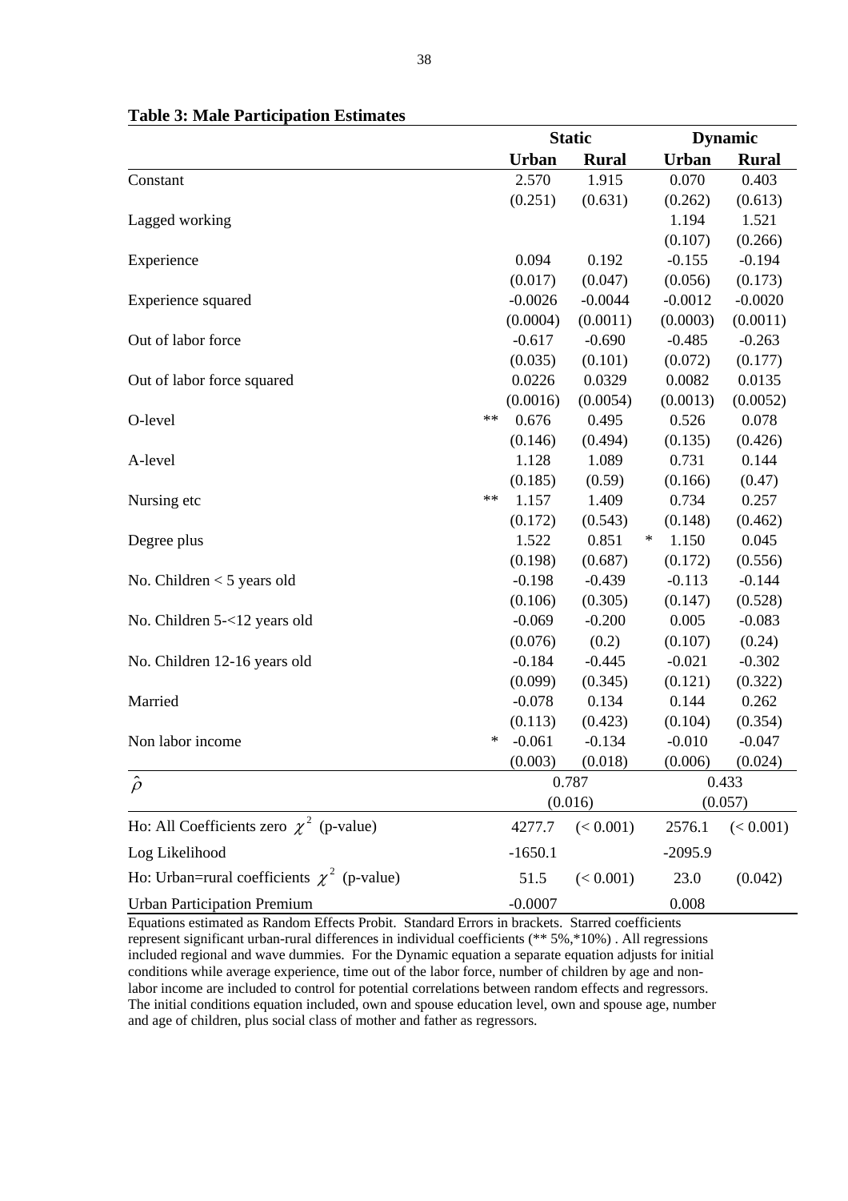**Table 3: Male Participation Estimates**

| | | Static | | Dynamic | |
|---|---|---|---|---|---|
| | | **Urban** | **Rural** | **Urban** | **Rural** |
| Constant | | 2.570 | 1.915 | 0.070 | 0.403 |
| | | (0.251) | (0.631) | (0.262) | (0.613) |
| Lagged working | | | | 1.194 | 1.521 |
| | | | | (0.107) | (0.266) |
| Experience | | 0.094 | 0.192 | -0.155 | -0.194 |
| | | (0.017) | (0.047) | (0.056) | (0.173) |
| Experience squared | | -0.0026 | -0.0044 | -0.0012 | -0.0020 |
| | | (0.0004) | (0.0011) | (0.0003) | (0.0011) |
| Out of labor force | | -0.617 | -0.690 | -0.485 | -0.263 |
| | | (0.035) | (0.101) | (0.072) | (0.177) |
| Out of labor force squared | | 0.0226 | 0.0329 | 0.0082 | 0.0135 |
| | | (0.0016) | (0.0054) | (0.0013) | (0.0052) |
| O-level | ** | 0.676 | 0.495 | 0.526 | 0.078 |
| | | (0.146) | (0.494) | (0.135) | (0.426) |
| A-level | | 1.128 | 1.089 | 0.731 | 0.144 |
| | | (0.185) | (0.59) | (0.166) | (0.47) |
| Nursing etc | ** | 1.157 | 1.409 | 0.734 | 0.257 |
| | | (0.172) | (0.543) | (0.148) | (0.462) |
| Degree plus | | 1.522 | 0.851 | * 1.150 | 0.045 |
| | | (0.198) | (0.687) | (0.172) | (0.556) |
| No. Children < 5 years old | | -0.198 | -0.439 | -0.113 | -0.144 |
| | | (0.106) | (0.305) | (0.147) | (0.528) |
| No. Children 5-<12 years old | | -0.069 | -0.200 | 0.005 | -0.083 |
| | | (0.076) | (0.2) | (0.107) | (0.24) |
| No. Children 12-16 years old | | -0.184 | -0.445 | -0.021 | -0.302 |
| | | (0.099) | (0.345) | (0.121) | (0.322) |
| Married | | -0.078 | 0.134 | 0.144 | 0.262 |
| | | (0.113) | (0.423) | (0.104) | (0.354) |
| Non labor income | * | -0.061 | -0.134 | -0.010 | -0.047 |
| | | (0.003) | (0.018) | (0.006) | (0.024) |
| $\hat{\rho}$ | | 0.787 | | 0.433 | |
| | | (0.016) | | (0.057) | |
| Ho: All Coefficients zero $\chi^2$ (p-value) | | 4277.7 | (< 0.001) | 2576.1 | (< 0.001) |
| Log Likelihood | | -1650.1 | | -2095.9 | |
| Ho: Urban=rural coefficients $\chi^2$ (p-value) | | 51.5 | (< 0.001) | 23.0 | (0.042) |
| Urban Participation Premium | | -0.0007 | | 0.008 | |

Equations estimated as Random Effects Probit. Standard Errors in brackets. Starred coefficients represent significant urban-rural differences in individual coefficients (** 5%,*10%) . All regressions included regional and wave dummies. For the Dynamic equation a separate equation adjusts for initial conditions while average experience, time out of the labor force, number of children by age and non-labor income are included to control for potential correlations between random effects and regressors. The initial conditions equation included, own and spouse education level, own and spouse age, number and age of children, plus social class of mother and father as regressors.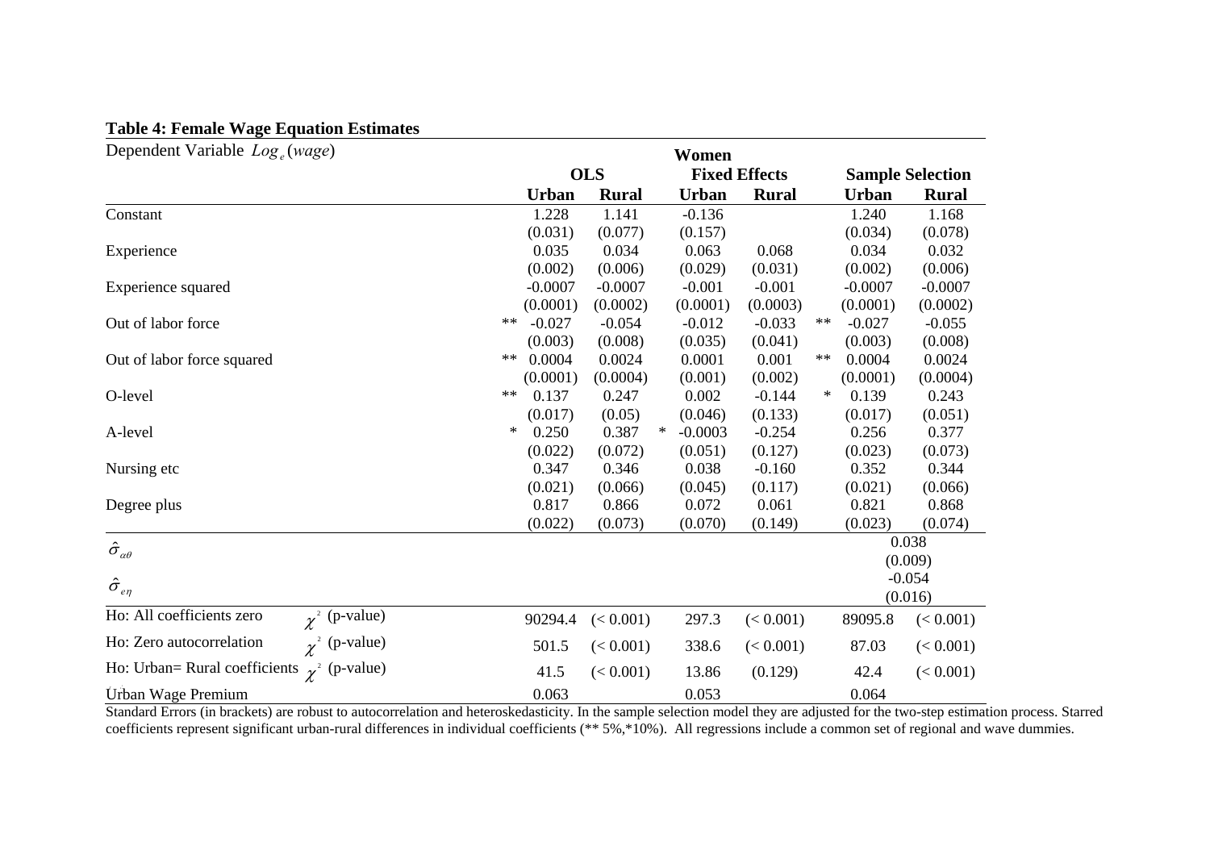**Table 4: Female Wage Equation Estimates**

| Dependent Variable $Log_e(wage)$ | Women | | | | | |
|---|---|---|---|---|---|---|
| | **OLS** | | **Fixed Effects** | | **Sample Selection** | |
| | **Urban** | **Rural** | **Urban** | **Rural** | **Urban** | **Rural** |
| Constant | 1.228 | 1.141 | -0.136 | | 1.240 | 1.168 |
| | (0.031) | (0.077) | (0.157) | | (0.034) | (0.078) |
| Experience | 0.035 | 0.034 | 0.063 | 0.068 | 0.034 | 0.032 |
| | (0.002) | (0.006) | (0.029) | (0.031) | (0.002) | (0.006) |
| Experience squared | -0.0007 | -0.0007 | -0.001 | -0.001 | -0.0007 | -0.0007 |
| | (0.0001) | (0.0002) | (0.0001) | (0.0003) | (0.0001) | (0.0002) |
| Out of labor force | ** -0.027 | -0.054 | -0.012 | -0.033 | ** -0.027 | -0.055 |
| | (0.003) | (0.008) | (0.035) | (0.041) | (0.003) | (0.008) |
| Out of labor force squared | ** 0.0004 | 0.0024 | 0.0001 | 0.001 | ** 0.0004 | 0.0024 |
| | (0.0001) | (0.0004) | (0.001) | (0.002) | (0.0001) | (0.0004) |
| O-level | ** 0.137 | 0.247 | 0.002 | -0.144 | * 0.139 | 0.243 |
| | (0.017) | (0.05) | (0.046) | (0.133) | (0.017) | (0.051) |
| A-level | * 0.250 | 0.387 | * -0.0003 | -0.254 | 0.256 | 0.377 |
| | (0.022) | (0.072) | (0.051) | (0.127) | (0.023) | (0.073) |
| Nursing etc | 0.347 | 0.346 | 0.038 | -0.160 | 0.352 | 0.344 |
| | (0.021) | (0.066) | (0.045) | (0.117) | (0.021) | (0.066) |
| Degree plus | 0.817 | 0.866 | 0.072 | 0.061 | 0.821 | 0.868 |
| | (0.022) | (0.073) | (0.070) | (0.149) | (0.023) | (0.074) |
| $\hat{\sigma}_{\alpha\theta}$ | | | | | 0.038 | |
| | | | | | (0.009) | |
| $\hat{\sigma}_{e\eta}$ | | | | | -0.054 | |
| | | | | | (0.016) | |
| Ho: All coefficients zero $\chi^2$ (p-value) | 90294.4 | (< 0.001) | 297.3 | (< 0.001) | 89095.8 | (< 0.001) |
| Ho: Zero autocorrelation $\chi^2$ (p-value) | 501.5 | (< 0.001) | 338.6 | (< 0.001) | 87.03 | (< 0.001) |
| Ho: Urban= Rural coefficients $\chi^2$ (p-value) | 41.5 | (< 0.001) | 13.86 | (0.129) | 42.4 | (< 0.001) |
| Urban Wage Premium | 0.063 | | 0.053 | | 0.064 | |

Standard Errors (in brackets) are robust to autocorrelation and heteroskedasticity. In the sample selection model they are adjusted for the two-step estimation process. Starred coefficients represent significant urban-rural differences in individual coefficients (** 5%,*10%). All regressions include a common set of regional and wave dummies.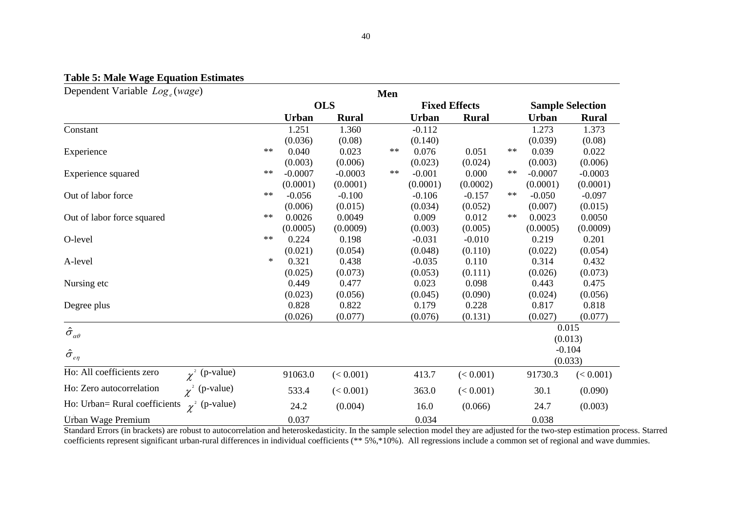**Table 5: Male Wage Equation Estimates**

| Dependent Variable $Log_e(wage)$ | | Men | | | | | | | |
|---|---|---|---|---|---|---|---|---|---|
| | | OLS | | | Fixed Effects | | | Sample Selection | |
| | | Urban | Rural | | Urban | Rural | | Urban | Rural |
| Constant | | 1.251 | 1.360 | | -0.112 | | | 1.273 | 1.373 |
| | | (0.036) | (0.08) | | (0.140) | | | (0.039) | (0.08) |
| Experience | ** | 0.040 | 0.023 | ** | 0.076 | 0.051 | ** | 0.039 | 0.022 |
| | | (0.003) | (0.006) | | (0.023) | (0.024) | | (0.003) | (0.006) |
| Experience squared | ** | -0.0007 | -0.0003 | ** | -0.001 | 0.000 | ** | -0.0007 | -0.0003 |
| | | (0.0001) | (0.0001) | | (0.0001) | (0.0002) | | (0.0001) | (0.0001) |
| Out of labor force | ** | -0.056 | -0.100 | | -0.106 | -0.157 | ** | -0.050 | -0.097 |
| | | (0.006) | (0.015) | | (0.034) | (0.052) | | (0.007) | (0.015) |
| Out of labor force squared | ** | 0.0026 | 0.0049 | | 0.009 | 0.012 | ** | 0.0023 | 0.0050 |
| | | (0.0005) | (0.0009) | | (0.003) | (0.005) | | (0.0005) | (0.0009) |
| O-level | ** | 0.224 | 0.198 | | -0.031 | -0.010 | | 0.219 | 0.201 |
| | | (0.021) | (0.054) | | (0.048) | (0.110) | | (0.022) | (0.054) |
| A-level | * | 0.321 | 0.438 | | -0.035 | 0.110 | | 0.314 | 0.432 |
| | | (0.025) | (0.073) | | (0.053) | (0.111) | | (0.026) | (0.073) |
| Nursing etc | | 0.449 | 0.477 | | 0.023 | 0.098 | | 0.443 | 0.475 |
| | | (0.023) | (0.056) | | (0.045) | (0.090) | | (0.024) | (0.056) |
| Degree plus | | 0.828 | 0.822 | | 0.179 | 0.228 | | 0.817 | 0.818 |
| | | (0.026) | (0.077) | | (0.076) | (0.131) | | (0.027) | (0.077) |
| $\hat{\sigma}_{\alpha\theta}$ | | | | | | | | 0.015 | |
| | | | | | | | | (0.013) | |
| $\hat{\sigma}_{e\eta}$ | | | | | | | | -0.104 | |
| | | | | | | | | (0.033) | |
| Ho: All coefficients zero $\chi^2$ (p-value) | | 91063.0 | (< 0.001) | | 413.7 | (< 0.001) | | 91730.3 | (< 0.001) |
| Ho: Zero autocorrelation $\chi^2$ (p-value) | | 533.4 | (< 0.001) | | 363.0 | (< 0.001) | | 30.1 | (0.090) |
| Ho: Urban= Rural coefficients $\chi^2$ (p-value) | | 24.2 | (0.004) | | 16.0 | (0.066) | | 24.7 | (0.003) |
| Urban Wage Premium | | 0.037 | | | 0.034 | | | 0.038 | |

Standard Errors (in brackets) are robust to autocorrelation and heteroskedasticity. In the sample selection model they are adjusted for the two-step estimation process. Starred coefficients represent significant urban-rural differences in individual coefficients (** 5%,*10%). All regressions include a common set of regional and wave dummies.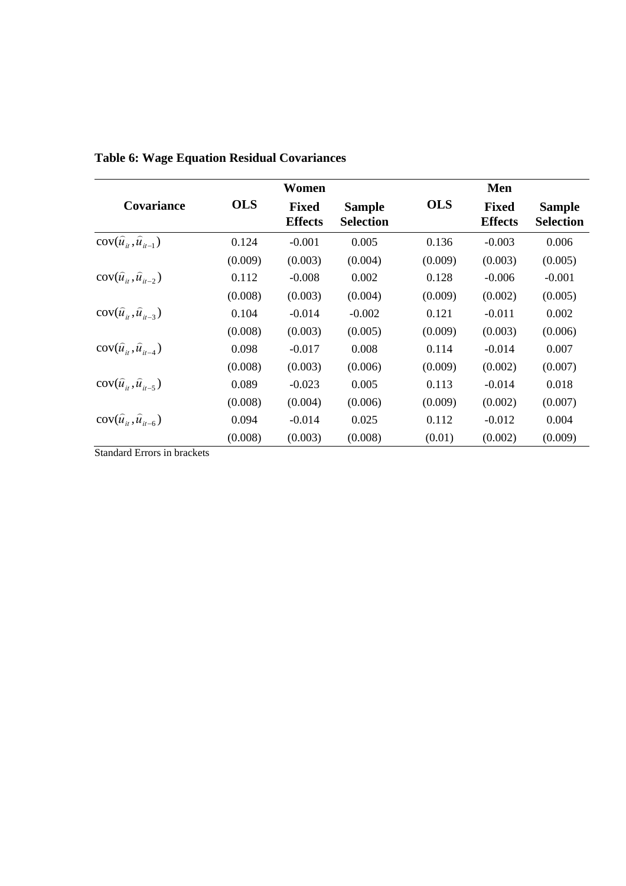**Table 6: Wage Equation Residual Covariances**

| Covariance | Women | | | Men | | |
|---|---|---|---|---|---|---|
| | **OLS** | **Fixed Effects** | **Sample Selection** | **OLS** | **Fixed Effects** | **Sample Selection** |
| $\text{cov}(\hat{u}_{it}, \hat{u}_{it-1})$ | 0.124 | -0.001 | 0.005 | 0.136 | -0.003 | 0.006 |
| | (0.009) | (0.003) | (0.004) | (0.009) | (0.003) | (0.005) |
| $\text{cov}(\hat{u}_{it}, \hat{u}_{it-2})$ | 0.112 | -0.008 | 0.002 | 0.128 | -0.006 | -0.001 |
| | (0.008) | (0.003) | (0.004) | (0.009) | (0.002) | (0.005) |
| $\text{cov}(\hat{u}_{it}, \hat{u}_{it-3})$ | 0.104 | -0.014 | -0.002 | 0.121 | -0.011 | 0.002 |
| | (0.008) | (0.003) | (0.005) | (0.009) | (0.003) | (0.006) |
| $\text{cov}(\hat{u}_{it}, \hat{u}_{it-4})$ | 0.098 | -0.017 | 0.008 | 0.114 | -0.014 | 0.007 |
| | (0.008) | (0.003) | (0.006) | (0.009) | (0.002) | (0.007) |
| $\text{cov}(\hat{u}_{it}, \hat{u}_{it-5})$ | 0.089 | -0.023 | 0.005 | 0.113 | -0.014 | 0.018 |
| | (0.008) | (0.004) | (0.006) | (0.009) | (0.002) | (0.007) |
| $\text{cov}(\hat{u}_{it}, \hat{u}_{it-6})$ | 0.094 | -0.014 | 0.025 | 0.112 | -0.012 | 0.004 |
| | (0.008) | (0.003) | (0.008) | (0.01) | (0.002) | (0.009) |

Standard Errors in brackets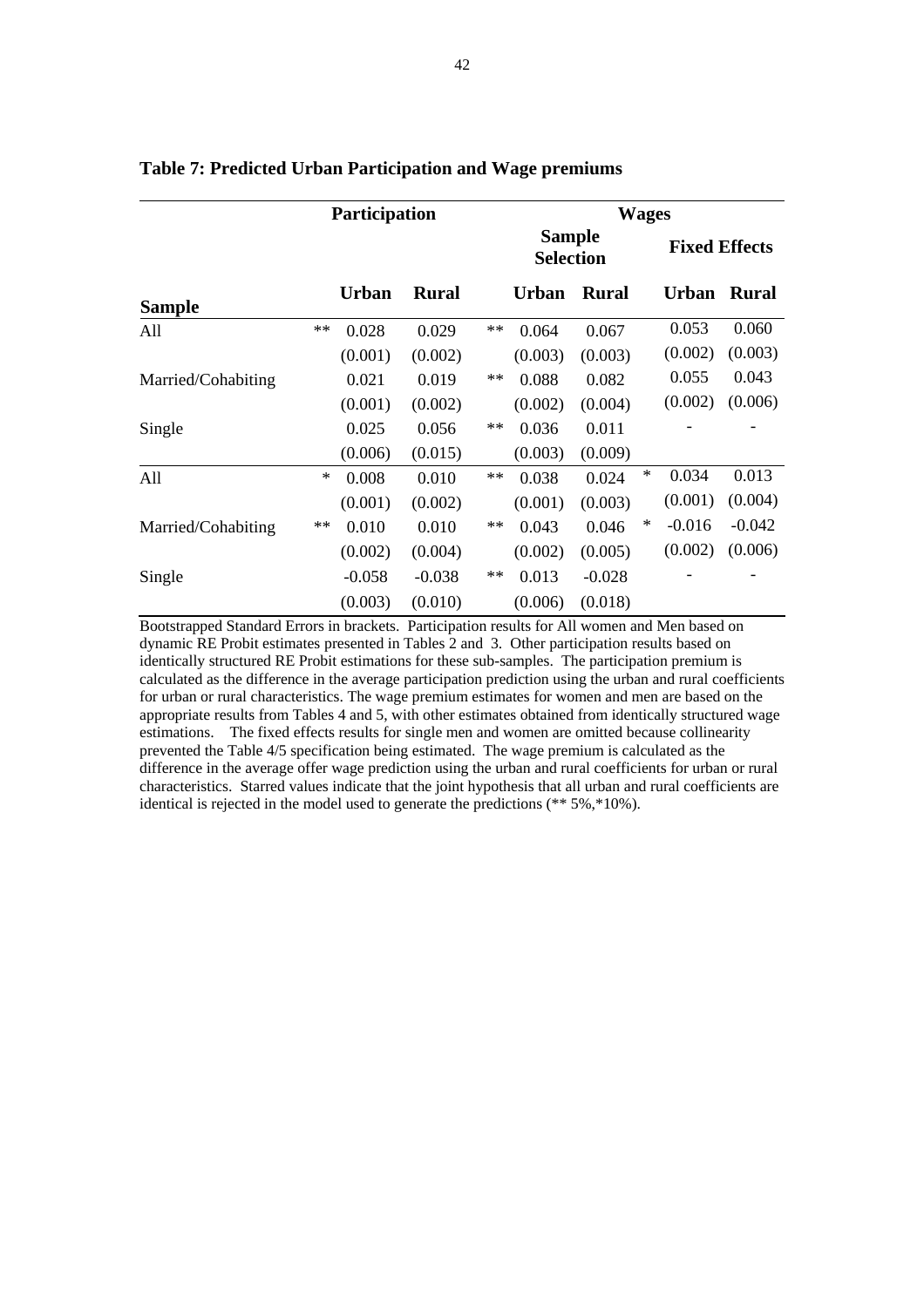**Table 7: Predicted Urban Participation and Wage premiums**

| Sample | | Participation | | | Wages | | | | |
|---|---|---|---|---|---|---|---|---|---|
| | | | | | Sample Selection | | | Fixed Effects | |
| | | Urban | Rural | | Urban | Rural | | Urban | Rural |
| All | ** | 0.028 | 0.029 | ** | 0.064 | 0.067 | | 0.053 | 0.060 |
| | | (0.001) | (0.002) | | (0.003) | (0.003) | | (0.002) | (0.003) |
| Married/Cohabiting | | 0.021 | 0.019 | ** | 0.088 | 0.082 | | 0.055 | 0.043 |
| | | (0.001) | (0.002) | | (0.002) | (0.004) | | (0.002) | (0.006) |
| Single | | 0.025 | 0.056 | ** | 0.036 | 0.011 | | - | - |
| | | (0.006) | (0.015) | | (0.003) | (0.009) | | | |
| All | * | 0.008 | 0.010 | ** | 0.038 | 0.024 | * | 0.034 | 0.013 |
| | | (0.001) | (0.002) | | (0.001) | (0.003) | | (0.001) | (0.004) |
| Married/Cohabiting | ** | 0.010 | 0.010 | ** | 0.043 | 0.046 | * | -0.016 | -0.042 |
| | | (0.002) | (0.004) | | (0.002) | (0.005) | | (0.002) | (0.006) |
| Single | | -0.058 | -0.038 | ** | 0.013 | -0.028 | | - | - |
| | | (0.003) | (0.010) | | (0.006) | (0.018) | | | |

Bootstrapped Standard Errors in brackets. Participation results for All women and Men based on dynamic RE Probit estimates presented in Tables 2 and 3. Other participation results based on identically structured RE Probit estimations for these sub-samples. The participation premium is calculated as the difference in the average participation prediction using the urban and rural coefficients for urban or rural characteristics. The wage premium estimates for women and men are based on the appropriate results from Tables 4 and 5, with other estimates obtained from identically structured wage estimations. The fixed effects results for single men and women are omitted because collinearity prevented the Table 4/5 specification being estimated. The wage premium is calculated as the difference in the average offer wage prediction using the urban and rural coefficients for urban or rural characteristics. Starred values indicate that the joint hypothesis that all urban and rural coefficients are identical is rejected in the model used to generate the predictions (** 5%,*10%).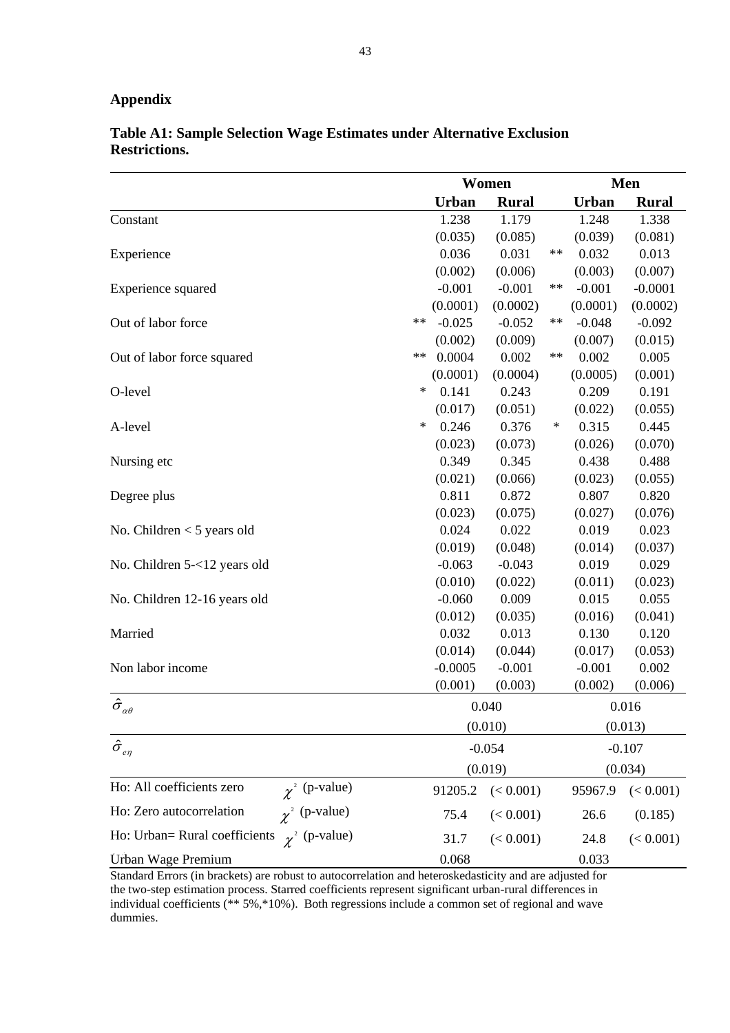## Appendix

**Table A1: Sample Selection Wage Estimates under Alternative Exclusion Restrictions.**

| | | Women | | | Men | |
|---|---|---|---|---|---|---|
| | | **Urban** | **Rural** | | **Urban** | **Rural** |
| Constant | | 1.238 | 1.179 | | 1.248 | 1.338 |
| | | (0.035) | (0.085) | | (0.039) | (0.081) |
| Experience | | 0.036 | 0.031 | ** | 0.032 | 0.013 |
| | | (0.002) | (0.006) | | (0.003) | (0.007) |
| Experience squared | | -0.001 | -0.001 | ** | -0.001 | -0.0001 |
| | | (0.0001) | (0.0002) | | (0.0001) | (0.0002) |
| Out of labor force | ** | -0.025 | -0.052 | ** | -0.048 | -0.092 |
| | | (0.002) | (0.009) | | (0.007) | (0.015) |
| Out of labor force squared | ** | 0.0004 | 0.002 | ** | 0.002 | 0.005 |
| | | (0.0001) | (0.0004) | | (0.0005) | (0.001) |
| O-level | * | 0.141 | 0.243 | | 0.209 | 0.191 |
| | | (0.017) | (0.051) | | (0.022) | (0.055) |
| A-level | * | 0.246 | 0.376 | * | 0.315 | 0.445 |
| | | (0.023) | (0.073) | | (0.026) | (0.070) |
| Nursing etc | | 0.349 | 0.345 | | 0.438 | 0.488 |
| | | (0.021) | (0.066) | | (0.023) | (0.055) |
| Degree plus | | 0.811 | 0.872 | | 0.807 | 0.820 |
| | | (0.023) | (0.075) | | (0.027) | (0.076) |
| No. Children < 5 years old | | 0.024 | 0.022 | | 0.019 | 0.023 |
| | | (0.019) | (0.048) | | (0.014) | (0.037) |
| No. Children 5-<12 years old | | -0.063 | -0.043 | | 0.019 | 0.029 |
| | | (0.010) | (0.022) | | (0.011) | (0.023) |
| No. Children 12-16 years old | | -0.060 | 0.009 | | 0.015 | 0.055 |
| | | (0.012) | (0.035) | | (0.016) | (0.041) |
| Married | | 0.032 | 0.013 | | 0.130 | 0.120 |
| | | (0.014) | (0.044) | | (0.017) | (0.053) |
| Non labor income | | -0.0005 | -0.001 | | -0.001 | 0.002 |
| | | (0.001) | (0.003) | | (0.002) | (0.006) |
| $\hat{\sigma}_{\alpha\theta}$ | | 0.040 | | | 0.016 | |
| | | (0.010) | | | (0.013) | |
| $\hat{\sigma}_{e\eta}$ | | -0.054 | | | -0.107 | |
| | | (0.019) | | | (0.034) | |
| Ho: All coefficients zero | $\chi^2$ (p-value) | 91205.2 | (< 0.001) | | 95967.9 | (< 0.001) |
| Ho: Zero autocorrelation | $\chi^2$ (p-value) | 75.4 | (< 0.001) | | 26.6 | (0.185) |
| Ho: Urban= Rural coefficients | $\chi^2$ (p-value) | 31.7 | (< 0.001) | | 24.8 | (< 0.001) |
| Urban Wage Premium | | 0.068 | | | 0.033 | |

Standard Errors (in brackets) are robust to autocorrelation and heteroskedasticity and are adjusted for the two-step estimation process. Starred coefficients represent significant urban-rural differences in individual coefficients (** 5%,*10%). Both regressions include a common set of regional and wave dummies.